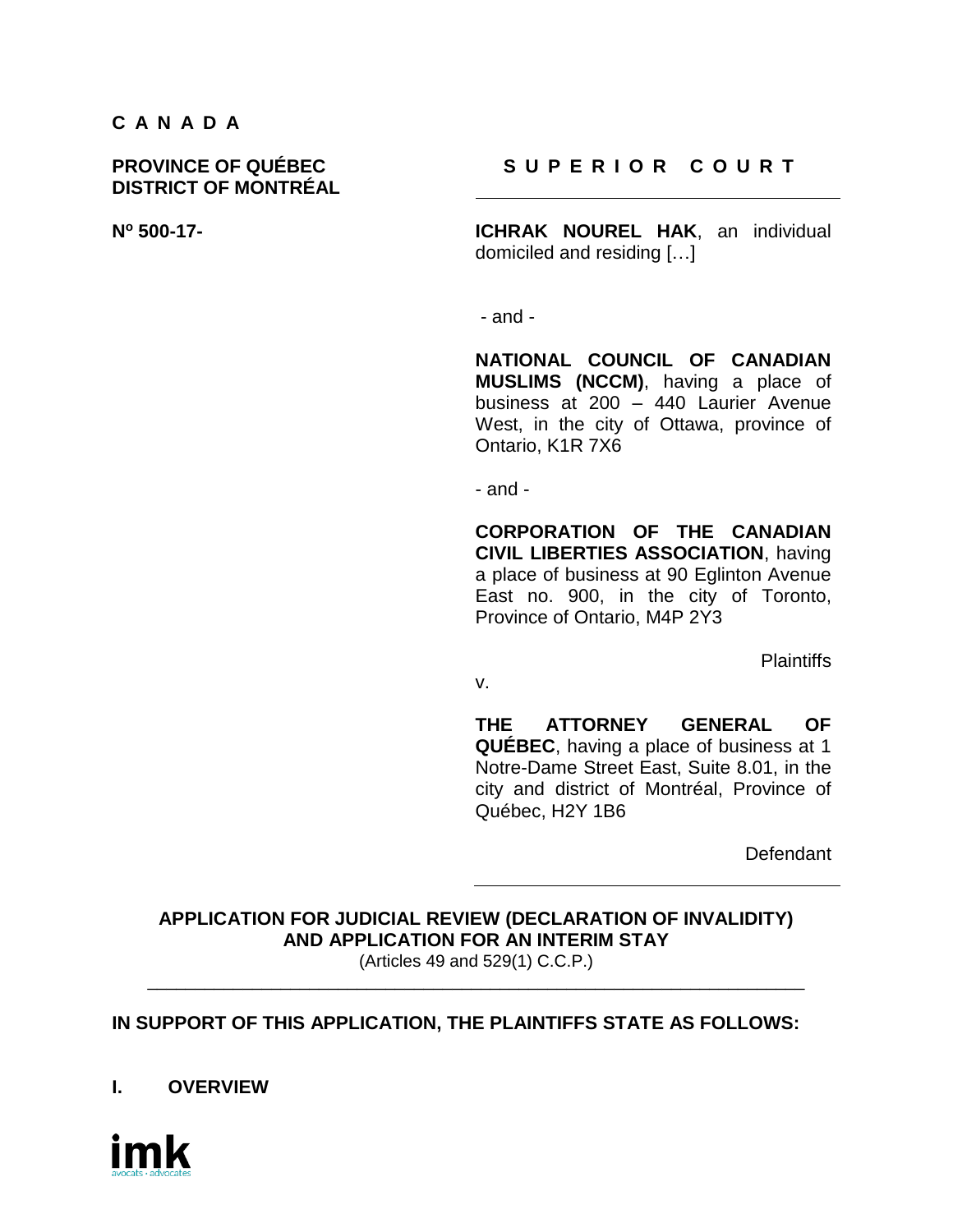**C A N A D A**

**PROVINCE OF QUÉBEC**
**DISTRICT OF MONTRÉAL**

**Nº 500-17-**

**S U P E R I O R   C O U R T**

**ICHRAK NOUREL HAK**, an individual domiciled and residing […]

- and -

**NATIONAL COUNCIL OF CANADIAN MUSLIMS (NCCM)**, having a place of business at 200 – 440 Laurier Avenue West, in the city of Ottawa, province of Ontario, K1R 7X6

- and -

**CORPORATION OF THE CANADIAN CIVIL LIBERTIES ASSOCIATION**, having a place of business at 90 Eglinton Avenue East no. 900, in the city of Toronto, Province of Ontario, M4P 2Y3

Plaintiffs

v.

**THE ATTORNEY GENERAL OF QUÉBEC**, having a place of business at 1 Notre-Dame Street East, Suite 8.01, in the city and district of Montréal, Province of Québec, H2Y 1B6

Defendant

**APPLICATION FOR JUDICIAL REVIEW (DECLARATION OF INVALIDITY) AND APPLICATION FOR AN INTERIM STAY**
(Articles 49 and 529(1) C.C.P.)

**IN SUPPORT OF THIS APPLICATION, THE PLAINTIFFS STATE AS FOLLOWS:**

## I. OVERVIEW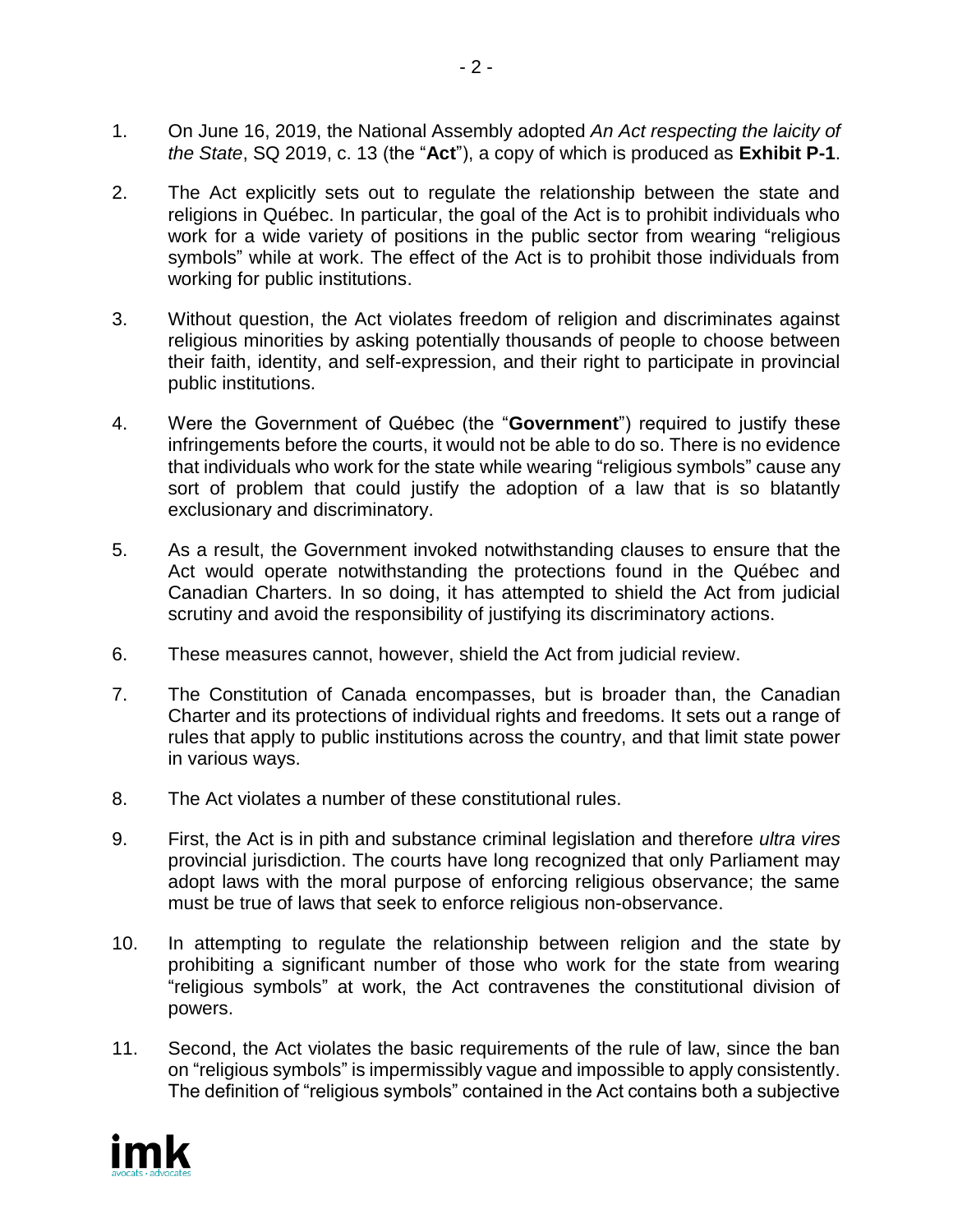1. On June 16, 2019, the National Assembly adopted *An Act respecting the laicity of the State*, SQ 2019, c. 13 (the "**Act**"), a copy of which is produced as **Exhibit P-1**.

2. The Act explicitly sets out to regulate the relationship between the state and religions in Québec. In particular, the goal of the Act is to prohibit individuals who work for a wide variety of positions in the public sector from wearing "religious symbols" while at work. The effect of the Act is to prohibit those individuals from working for public institutions.

3. Without question, the Act violates freedom of religion and discriminates against religious minorities by asking potentially thousands of people to choose between their faith, identity, and self-expression, and their right to participate in provincial public institutions.

4. Were the Government of Québec (the "**Government**") required to justify these infringements before the courts, it would not be able to do so. There is no evidence that individuals who work for the state while wearing "religious symbols" cause any sort of problem that could justify the adoption of a law that is so blatantly exclusionary and discriminatory.

5. As a result, the Government invoked notwithstanding clauses to ensure that the Act would operate notwithstanding the protections found in the Québec and Canadian Charters. In so doing, it has attempted to shield the Act from judicial scrutiny and avoid the responsibility of justifying its discriminatory actions.

6. These measures cannot, however, shield the Act from judicial review.

7. The Constitution of Canada encompasses, but is broader than, the Canadian Charter and its protections of individual rights and freedoms. It sets out a range of rules that apply to public institutions across the country, and that limit state power in various ways.

8. The Act violates a number of these constitutional rules.

9. First, the Act is in pith and substance criminal legislation and therefore *ultra vires* provincial jurisdiction. The courts have long recognized that only Parliament may adopt laws with the moral purpose of enforcing religious observance; the same must be true of laws that seek to enforce religious non-observance.

10. In attempting to regulate the relationship between religion and the state by prohibiting a significant number of those who work for the state from wearing "religious symbols" at work, the Act contravenes the constitutional division of powers.

11. Second, the Act violates the basic requirements of the rule of law, since the ban on "religious symbols" is impermissibly vague and impossible to apply consistently. The definition of "religious symbols" contained in the Act contains both a subjective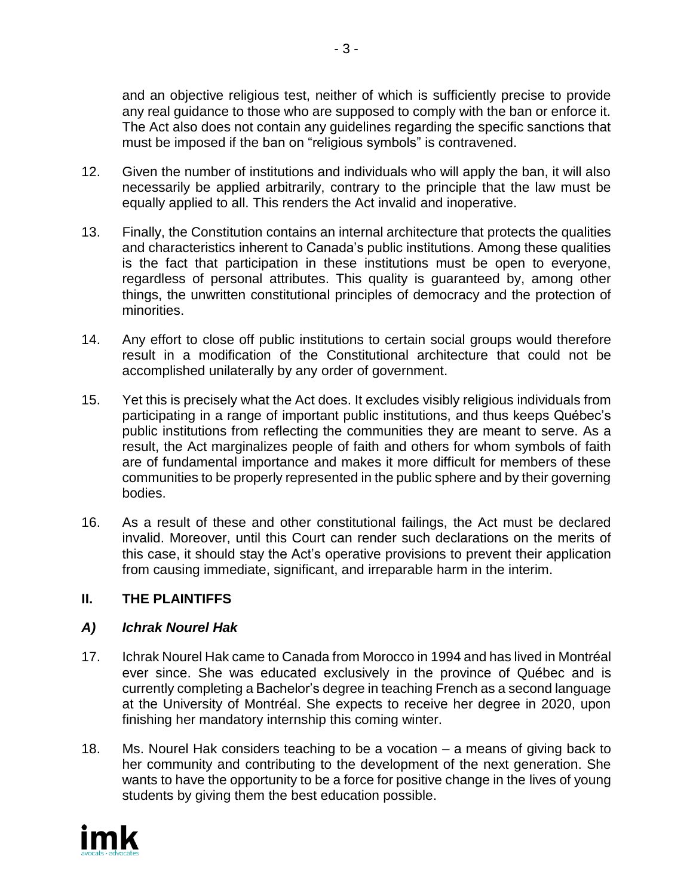and an objective religious test, neither of which is sufficiently precise to provide any real guidance to those who are supposed to comply with the ban or enforce it. The Act also does not contain any guidelines regarding the specific sanctions that must be imposed if the ban on "religious symbols" is contravened.

12. Given the number of institutions and individuals who will apply the ban, it will also necessarily be applied arbitrarily, contrary to the principle that the law must be equally applied to all. This renders the Act invalid and inoperative.

13. Finally, the Constitution contains an internal architecture that protects the qualities and characteristics inherent to Canada's public institutions. Among these qualities is the fact that participation in these institutions must be open to everyone, regardless of personal attributes. This quality is guaranteed by, among other things, the unwritten constitutional principles of democracy and the protection of minorities.

14. Any effort to close off public institutions to certain social groups would therefore result in a modification of the Constitutional architecture that could not be accomplished unilaterally by any order of government.

15. Yet this is precisely what the Act does. It excludes visibly religious individuals from participating in a range of important public institutions, and thus keeps Québec's public institutions from reflecting the communities they are meant to serve. As a result, the Act marginalizes people of faith and others for whom symbols of faith are of fundamental importance and makes it more difficult for members of these communities to be properly represented in the public sphere and by their governing bodies.

16. As a result of these and other constitutional failings, the Act must be declared invalid. Moreover, until this Court can render such declarations on the merits of this case, it should stay the Act's operative provisions to prevent their application from causing immediate, significant, and irreparable harm in the interim.

## II. THE PLAINTIFFS

### *A) Ichrak Nourel Hak*

17. Ichrak Nourel Hak came to Canada from Morocco in 1994 and has lived in Montréal ever since. She was educated exclusively in the province of Québec and is currently completing a Bachelor's degree in teaching French as a second language at the University of Montréal. She expects to receive her degree in 2020, upon finishing her mandatory internship this coming winter.

18. Ms. Nourel Hak considers teaching to be a vocation – a means of giving back to her community and contributing to the development of the next generation. She wants to have the opportunity to be a force for positive change in the lives of young students by giving them the best education possible.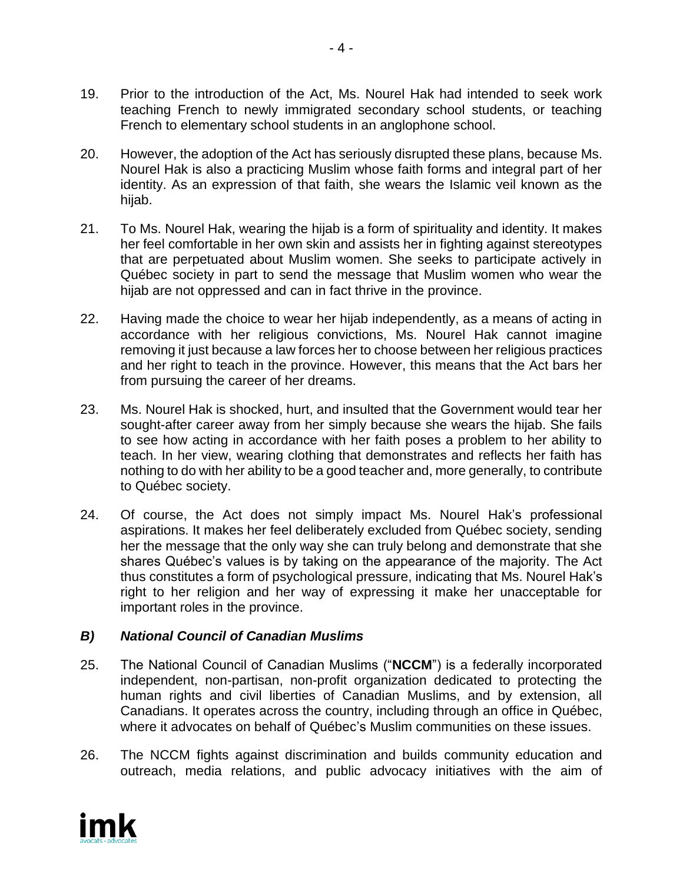19. Prior to the introduction of the Act, Ms. Nourel Hak had intended to seek work teaching French to newly immigrated secondary school students, or teaching French to elementary school students in an anglophone school.

20. However, the adoption of the Act has seriously disrupted these plans, because Ms. Nourel Hak is also a practicing Muslim whose faith forms and integral part of her identity. As an expression of that faith, she wears the Islamic veil known as the hijab.

21. To Ms. Nourel Hak, wearing the hijab is a form of spirituality and identity. It makes her feel comfortable in her own skin and assists her in fighting against stereotypes that are perpetuated about Muslim women. She seeks to participate actively in Québec society in part to send the message that Muslim women who wear the hijab are not oppressed and can in fact thrive in the province.

22. Having made the choice to wear her hijab independently, as a means of acting in accordance with her religious convictions, Ms. Nourel Hak cannot imagine removing it just because a law forces her to choose between her religious practices and her right to teach in the province. However, this means that the Act bars her from pursuing the career of her dreams.

23. Ms. Nourel Hak is shocked, hurt, and insulted that the Government would tear her sought-after career away from her simply because she wears the hijab. She fails to see how acting in accordance with her faith poses a problem to her ability to teach. In her view, wearing clothing that demonstrates and reflects her faith has nothing to do with her ability to be a good teacher and, more generally, to contribute to Québec society.

24. Of course, the Act does not simply impact Ms. Nourel Hak's professional aspirations. It makes her feel deliberately excluded from Québec society, sending her the message that the only way she can truly belong and demonstrate that she shares Québec's values is by taking on the appearance of the majority. The Act thus constitutes a form of psychological pressure, indicating that Ms. Nourel Hak's right to her religion and her way of expressing it make her unacceptable for important roles in the province.

### *B) National Council of Canadian Muslims*

25. The National Council of Canadian Muslims ("**NCCM**") is a federally incorporated independent, non-partisan, non-profit organization dedicated to protecting the human rights and civil liberties of Canadian Muslims, and by extension, all Canadians. It operates across the country, including through an office in Québec, where it advocates on behalf of Québec's Muslim communities on these issues.

26. The NCCM fights against discrimination and builds community education and outreach, media relations, and public advocacy initiatives with the aim of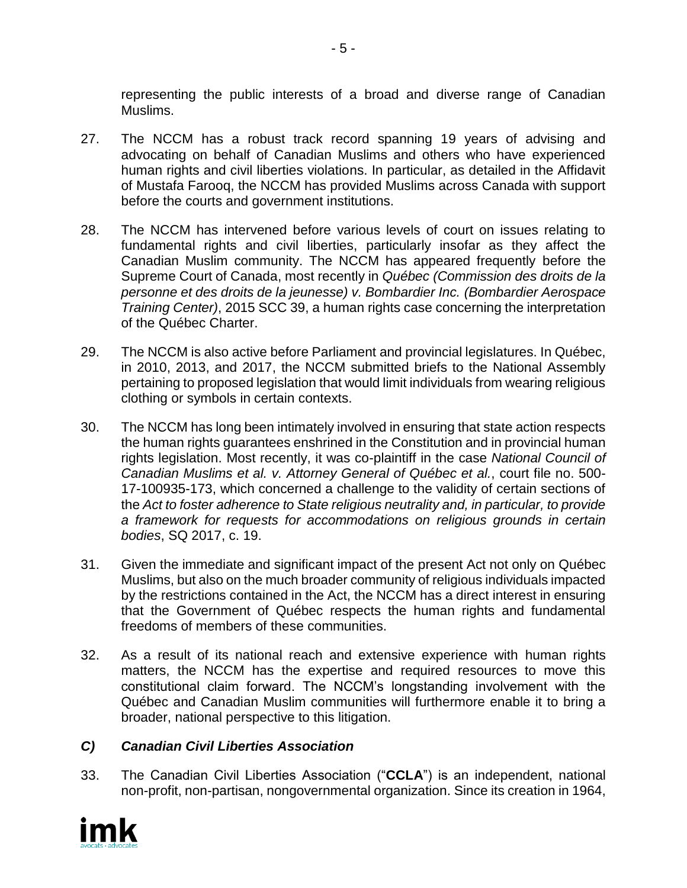representing the public interests of a broad and diverse range of Canadian Muslims.

27. The NCCM has a robust track record spanning 19 years of advising and advocating on behalf of Canadian Muslims and others who have experienced human rights and civil liberties violations. In particular, as detailed in the Affidavit of Mustafa Farooq, the NCCM has provided Muslims across Canada with support before the courts and government institutions.

28. The NCCM has intervened before various levels of court on issues relating to fundamental rights and civil liberties, particularly insofar as they affect the Canadian Muslim community. The NCCM has appeared frequently before the Supreme Court of Canada, most recently in *Québec (Commission des droits de la personne et des droits de la jeunesse) v. Bombardier Inc. (Bombardier Aerospace Training Center)*, 2015 SCC 39, a human rights case concerning the interpretation of the Québec Charter.

29. The NCCM is also active before Parliament and provincial legislatures. In Québec, in 2010, 2013, and 2017, the NCCM submitted briefs to the National Assembly pertaining to proposed legislation that would limit individuals from wearing religious clothing or symbols in certain contexts.

30. The NCCM has long been intimately involved in ensuring that state action respects the human rights guarantees enshrined in the Constitution and in provincial human rights legislation. Most recently, it was co-plaintiff in the case *National Council of Canadian Muslims et al. v. Attorney General of Québec et al.*, court file no. 500-17-100935-173, which concerned a challenge to the validity of certain sections of the *Act to foster adherence to State religious neutrality and, in particular, to provide a framework for requests for accommodations on religious grounds in certain bodies*, SQ 2017, c. 19.

31. Given the immediate and significant impact of the present Act not only on Québec Muslims, but also on the much broader community of religious individuals impacted by the restrictions contained in the Act, the NCCM has a direct interest in ensuring that the Government of Québec respects the human rights and fundamental freedoms of members of these communities.

32. As a result of its national reach and extensive experience with human rights matters, the NCCM has the expertise and required resources to move this constitutional claim forward. The NCCM's longstanding involvement with the Québec and Canadian Muslim communities will furthermore enable it to bring a broader, national perspective to this litigation.

### *C) Canadian Civil Liberties Association*

33. The Canadian Civil Liberties Association ("**CCLA**") is an independent, national non-profit, non-partisan, nongovernmental organization. Since its creation in 1964,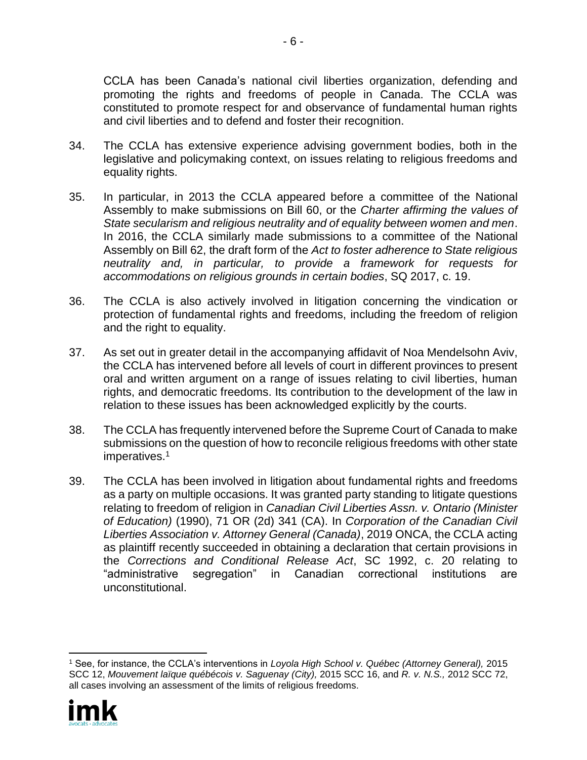CCLA has been Canada's national civil liberties organization, defending and promoting the rights and freedoms of people in Canada. The CCLA was constituted to promote respect for and observance of fundamental human rights and civil liberties and to defend and foster their recognition.

34. The CCLA has extensive experience advising government bodies, both in the legislative and policymaking context, on issues relating to religious freedoms and equality rights.

35. In particular, in 2013 the CCLA appeared before a committee of the National Assembly to make submissions on Bill 60, or the *Charter affirming the values of State secularism and religious neutrality and of equality between women and men*. In 2016, the CCLA similarly made submissions to a committee of the National Assembly on Bill 62, the draft form of the *Act to foster adherence to State religious neutrality and, in particular, to provide a framework for requests for accommodations on religious grounds in certain bodies*, SQ 2017, c. 19.

36. The CCLA is also actively involved in litigation concerning the vindication or protection of fundamental rights and freedoms, including the freedom of religion and the right to equality.

37. As set out in greater detail in the accompanying affidavit of Noa Mendelsohn Aviv, the CCLA has intervened before all levels of court in different provinces to present oral and written argument on a range of issues relating to civil liberties, human rights, and democratic freedoms. Its contribution to the development of the law in relation to these issues has been acknowledged explicitly by the courts.

38. The CCLA has frequently intervened before the Supreme Court of Canada to make submissions on the question of how to reconcile religious freedoms with other state imperatives.[1]

39. The CCLA has been involved in litigation about fundamental rights and freedoms as a party on multiple occasions. It was granted party standing to litigate questions relating to freedom of religion in *Canadian Civil Liberties Assn. v. Ontario (Minister of Education)* (1990), 71 OR (2d) 341 (CA). In *Corporation of the Canadian Civil Liberties Association v. Attorney General (Canada)*, 2019 ONCA, the CCLA acting as plaintiff recently succeeded in obtaining a declaration that certain provisions in the *Corrections and Conditional Release Act*, SC 1992, c. 20 relating to "administrative segregation" in Canadian correctional institutions are unconstitutional.

---

[1] See, for instance, the CCLA's interventions in *Loyola High School v. Québec (Attorney General),* 2015 SCC 12, *Mouvement laïque québécois v. Saguenay (City),* 2015 SCC 16, and *R. v. N.S.,* 2012 SCC 72, all cases involving an assessment of the limits of religious freedoms.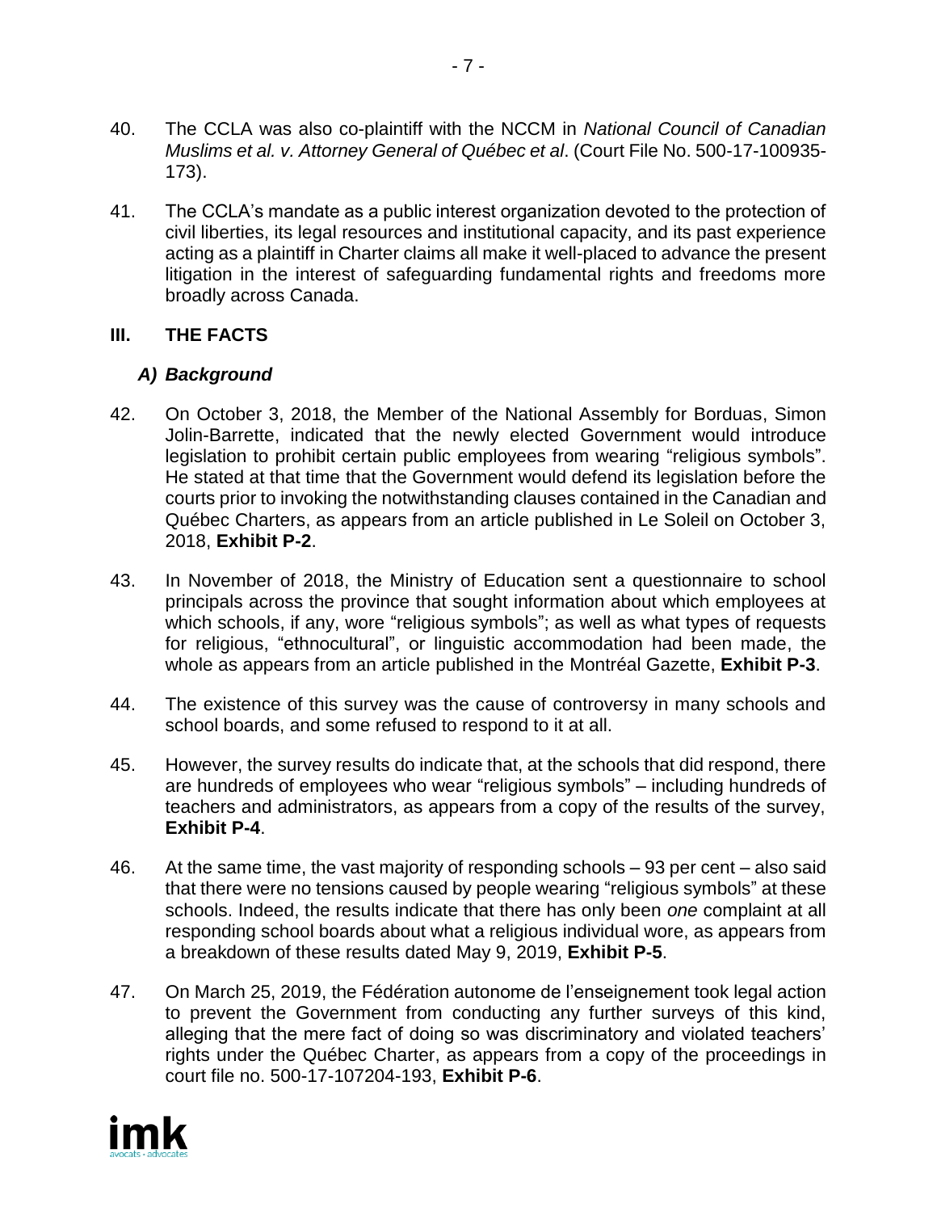40. The CCLA was also co-plaintiff with the NCCM in *National Council of Canadian Muslims et al. v. Attorney General of Québec et al*. (Court File No. 500-17-100935-173).

41. The CCLA's mandate as a public interest organization devoted to the protection of civil liberties, its legal resources and institutional capacity, and its past experience acting as a plaintiff in Charter claims all make it well-placed to advance the present litigation in the interest of safeguarding fundamental rights and freedoms more broadly across Canada.

## III. THE FACTS

### *A) Background*

42. On October 3, 2018, the Member of the National Assembly for Borduas, Simon Jolin-Barrette, indicated that the newly elected Government would introduce legislation to prohibit certain public employees from wearing "religious symbols". He stated at that time that the Government would defend its legislation before the courts prior to invoking the notwithstanding clauses contained in the Canadian and Québec Charters, as appears from an article published in Le Soleil on October 3, 2018, **Exhibit P-2**.

43. In November of 2018, the Ministry of Education sent a questionnaire to school principals across the province that sought information about which employees at which schools, if any, wore "religious symbols"; as well as what types of requests for religious, "ethnocultural", or linguistic accommodation had been made, the whole as appears from an article published in the Montréal Gazette, **Exhibit P-3**.

44. The existence of this survey was the cause of controversy in many schools and school boards, and some refused to respond to it at all.

45. However, the survey results do indicate that, at the schools that did respond, there are hundreds of employees who wear "religious symbols" – including hundreds of teachers and administrators, as appears from a copy of the results of the survey, **Exhibit P-4**.

46. At the same time, the vast majority of responding schools – 93 per cent – also said that there were no tensions caused by people wearing "religious symbols" at these schools. Indeed, the results indicate that there has only been *one* complaint at all responding school boards about what a religious individual wore, as appears from a breakdown of these results dated May 9, 2019, **Exhibit P-5**.

47. On March 25, 2019, the Fédération autonome de l'enseignement took legal action to prevent the Government from conducting any further surveys of this kind, alleging that the mere fact of doing so was discriminatory and violated teachers' rights under the Québec Charter, as appears from a copy of the proceedings in court file no. 500-17-107204-193, **Exhibit P-6**.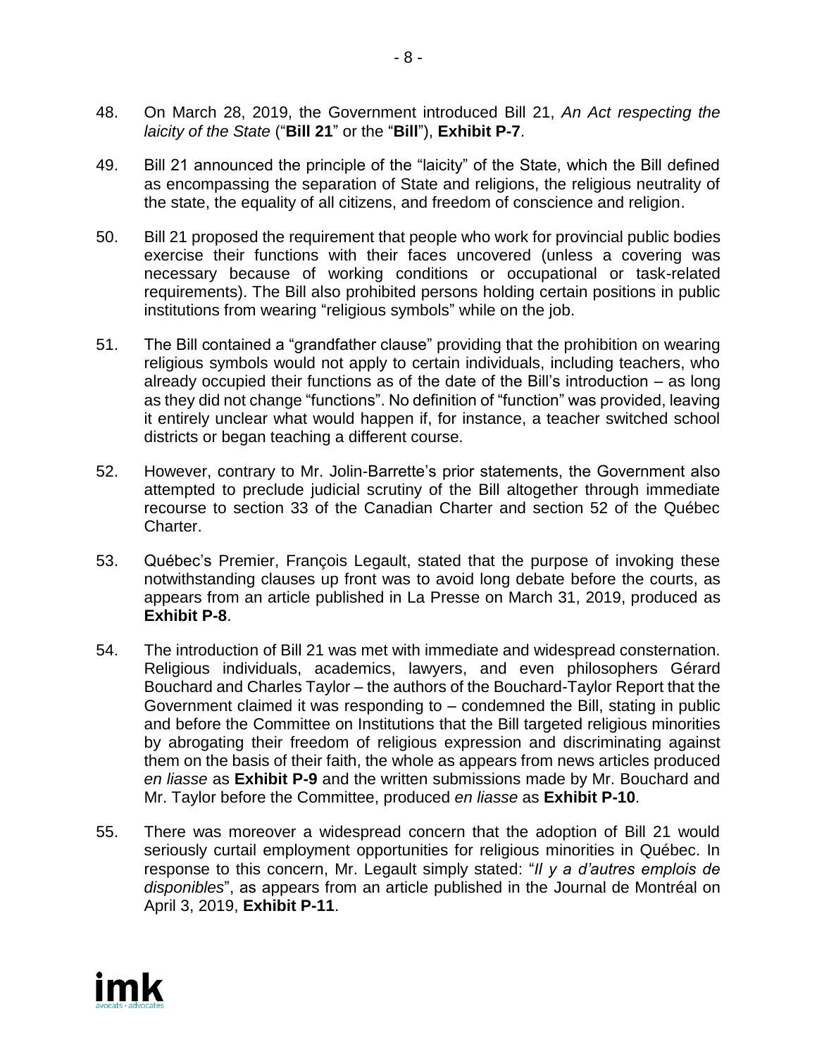48. On March 28, 2019, the Government introduced Bill 21, *An Act respecting the laicity of the State* ("**Bill 21**" or the "**Bill**"), **Exhibit P-7**.

49. Bill 21 announced the principle of the "laicity" of the State, which the Bill defined as encompassing the separation of State and religions, the religious neutrality of the state, the equality of all citizens, and freedom of conscience and religion.

50. Bill 21 proposed the requirement that people who work for provincial public bodies exercise their functions with their faces uncovered (unless a covering was necessary because of working conditions or occupational or task-related requirements). The Bill also prohibited persons holding certain positions in public institutions from wearing "religious symbols" while on the job.

51. The Bill contained a "grandfather clause" providing that the prohibition on wearing religious symbols would not apply to certain individuals, including teachers, who already occupied their functions as of the date of the Bill's introduction – as long as they did not change "functions". No definition of "function" was provided, leaving it entirely unclear what would happen if, for instance, a teacher switched school districts or began teaching a different course.

52. However, contrary to Mr. Jolin-Barrette's prior statements, the Government also attempted to preclude judicial scrutiny of the Bill altogether through immediate recourse to section 33 of the Canadian Charter and section 52 of the Québec Charter.

53. Québec's Premier, François Legault, stated that the purpose of invoking these notwithstanding clauses up front was to avoid long debate before the courts, as appears from an article published in La Presse on March 31, 2019, produced as **Exhibit P-8**.

54. The introduction of Bill 21 was met with immediate and widespread consternation. Religious individuals, academics, lawyers, and even philosophers Gérard Bouchard and Charles Taylor – the authors of the Bouchard-Taylor Report that the Government claimed it was responding to – condemned the Bill, stating in public and before the Committee on Institutions that the Bill targeted religious minorities by abrogating their freedom of religious expression and discriminating against them on the basis of their faith, the whole as appears from news articles produced *en liasse* as **Exhibit P-9** and the written submissions made by Mr. Bouchard and Mr. Taylor before the Committee, produced *en liasse* as **Exhibit P-10**.

55. There was moreover a widespread concern that the adoption of Bill 21 would seriously curtail employment opportunities for religious minorities in Québec. In response to this concern, Mr. Legault simply stated: "*Il y a d'autres emplois de disponibles*", as appears from an article published in the Journal de Montréal on April 3, 2019, **Exhibit P-11**.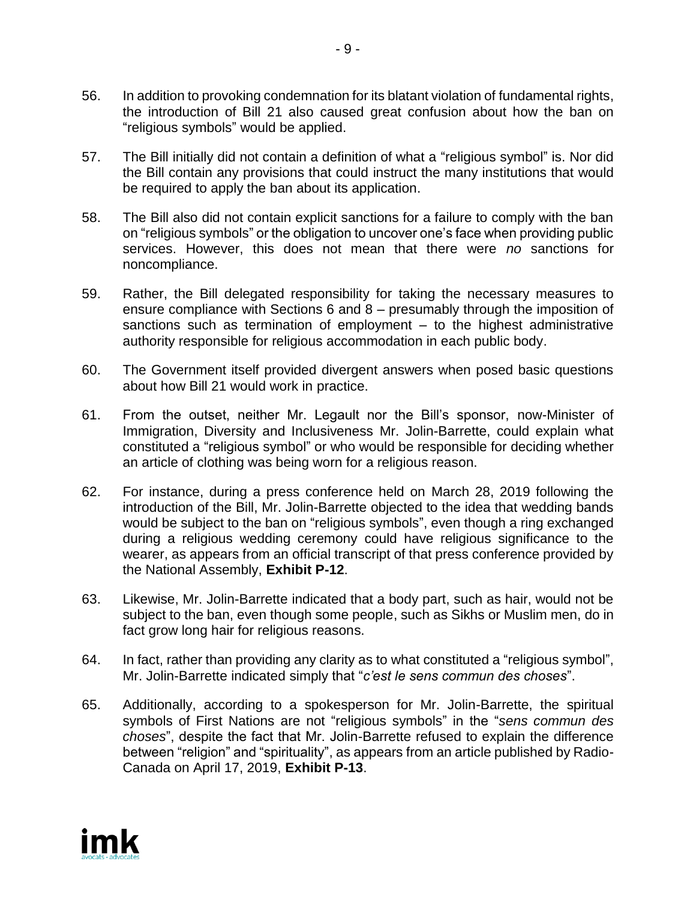56. In addition to provoking condemnation for its blatant violation of fundamental rights, the introduction of Bill 21 also caused great confusion about how the ban on "religious symbols" would be applied.

57. The Bill initially did not contain a definition of what a "religious symbol" is. Nor did the Bill contain any provisions that could instruct the many institutions that would be required to apply the ban about its application.

58. The Bill also did not contain explicit sanctions for a failure to comply with the ban on "religious symbols" or the obligation to uncover one's face when providing public services. However, this does not mean that there were *no* sanctions for noncompliance.

59. Rather, the Bill delegated responsibility for taking the necessary measures to ensure compliance with Sections 6 and 8 – presumably through the imposition of sanctions such as termination of employment – to the highest administrative authority responsible for religious accommodation in each public body.

60. The Government itself provided divergent answers when posed basic questions about how Bill 21 would work in practice.

61. From the outset, neither Mr. Legault nor the Bill's sponsor, now-Minister of Immigration, Diversity and Inclusiveness Mr. Jolin-Barrette, could explain what constituted a "religious symbol" or who would be responsible for deciding whether an article of clothing was being worn for a religious reason.

62. For instance, during a press conference held on March 28, 2019 following the introduction of the Bill, Mr. Jolin-Barrette objected to the idea that wedding bands would be subject to the ban on "religious symbols", even though a ring exchanged during a religious wedding ceremony could have religious significance to the wearer, as appears from an official transcript of that press conference provided by the National Assembly, **Exhibit P-12**.

63. Likewise, Mr. Jolin-Barrette indicated that a body part, such as hair, would not be subject to the ban, even though some people, such as Sikhs or Muslim men, do in fact grow long hair for religious reasons.

64. In fact, rather than providing any clarity as to what constituted a "religious symbol", Mr. Jolin-Barrette indicated simply that "*c'est le sens commun des choses*".

65. Additionally, according to a spokesperson for Mr. Jolin-Barrette, the spiritual symbols of First Nations are not "religious symbols" in the "*sens commun des choses*", despite the fact that Mr. Jolin-Barrette refused to explain the difference between "religion" and "spirituality", as appears from an article published by Radio-Canada on April 17, 2019, **Exhibit P-13**.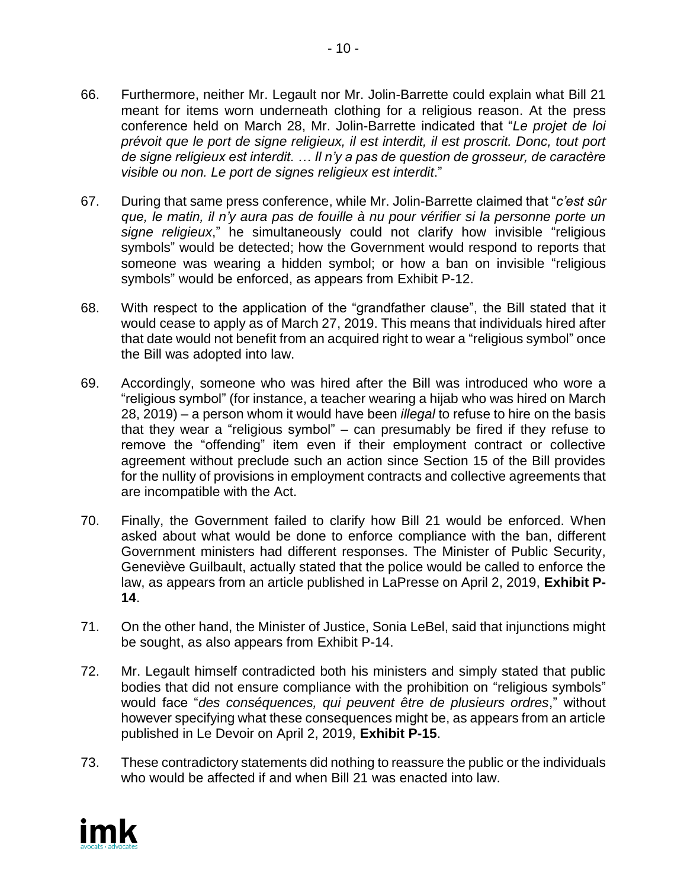66. Furthermore, neither Mr. Legault nor Mr. Jolin-Barrette could explain what Bill 21 meant for items worn underneath clothing for a religious reason. At the press conference held on March 28, Mr. Jolin-Barrette indicated that "*Le projet de loi prévoit que le port de signe religieux, il est interdit, il est proscrit. Donc, tout port de signe religieux est interdit. … Il n'y a pas de question de grosseur, de caractère visible ou non. Le port de signes religieux est interdit*."

67. During that same press conference, while Mr. Jolin-Barrette claimed that "*c'est sûr que, le matin, il n'y aura pas de fouille à nu pour vérifier si la personne porte un signe religieux*," he simultaneously could not clarify how invisible "religious symbols" would be detected; how the Government would respond to reports that someone was wearing a hidden symbol; or how a ban on invisible "religious symbols" would be enforced, as appears from Exhibit P-12.

68. With respect to the application of the "grandfather clause", the Bill stated that it would cease to apply as of March 27, 2019. This means that individuals hired after that date would not benefit from an acquired right to wear a "religious symbol" once the Bill was adopted into law.

69. Accordingly, someone who was hired after the Bill was introduced who wore a "religious symbol" (for instance, a teacher wearing a hijab who was hired on March 28, 2019) – a person whom it would have been *illegal* to refuse to hire on the basis that they wear a "religious symbol" – can presumably be fired if they refuse to remove the "offending" item even if their employment contract or collective agreement without preclude such an action since Section 15 of the Bill provides for the nullity of provisions in employment contracts and collective agreements that are incompatible with the Act.

70. Finally, the Government failed to clarify how Bill 21 would be enforced. When asked about what would be done to enforce compliance with the ban, different Government ministers had different responses. The Minister of Public Security, Geneviève Guilbault, actually stated that the police would be called to enforce the law, as appears from an article published in LaPresse on April 2, 2019, **Exhibit P-14**.

71. On the other hand, the Minister of Justice, Sonia LeBel, said that injunctions might be sought, as also appears from Exhibit P-14.

72. Mr. Legault himself contradicted both his ministers and simply stated that public bodies that did not ensure compliance with the prohibition on "religious symbols" would face "*des conséquences, qui peuvent être de plusieurs ordres*," without however specifying what these consequences might be, as appears from an article published in Le Devoir on April 2, 2019, **Exhibit P-15**.

73. These contradictory statements did nothing to reassure the public or the individuals who would be affected if and when Bill 21 was enacted into law.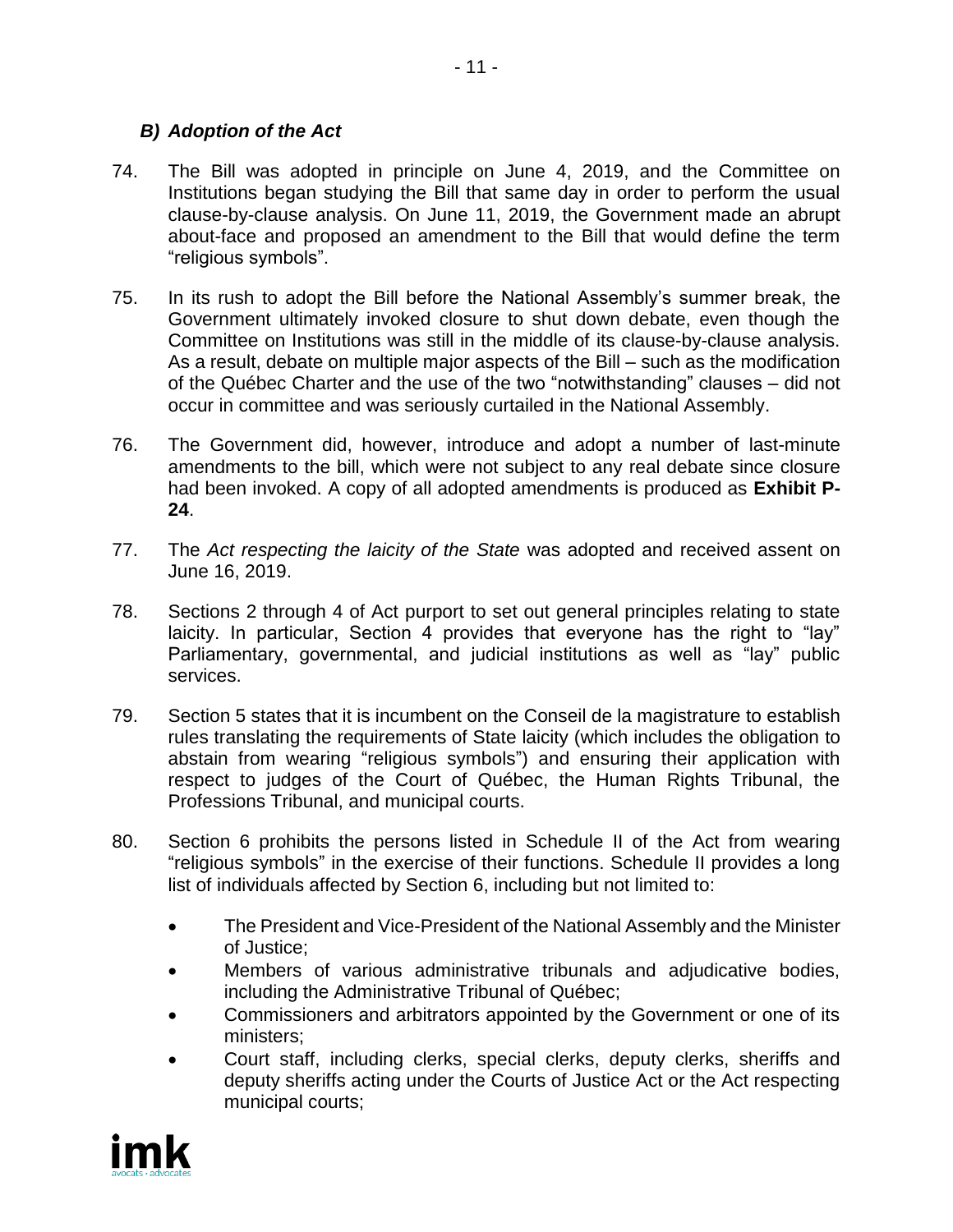### *B) Adoption of the Act*

74. The Bill was adopted in principle on June 4, 2019, and the Committee on Institutions began studying the Bill that same day in order to perform the usual clause-by-clause analysis. On June 11, 2019, the Government made an abrupt about-face and proposed an amendment to the Bill that would define the term "religious symbols".

75. In its rush to adopt the Bill before the National Assembly's summer break, the Government ultimately invoked closure to shut down debate, even though the Committee on Institutions was still in the middle of its clause-by-clause analysis. As a result, debate on multiple major aspects of the Bill – such as the modification of the Québec Charter and the use of the two "notwithstanding" clauses – did not occur in committee and was seriously curtailed in the National Assembly.

76. The Government did, however, introduce and adopt a number of last-minute amendments to the bill, which were not subject to any real debate since closure had been invoked. A copy of all adopted amendments is produced as **Exhibit P-24**.

77. The *Act respecting the laicity of the State* was adopted and received assent on June 16, 2019.

78. Sections 2 through 4 of Act purport to set out general principles relating to state laicity. In particular, Section 4 provides that everyone has the right to "lay" Parliamentary, governmental, and judicial institutions as well as "lay" public services.

79. Section 5 states that it is incumbent on the Conseil de la magistrature to establish rules translating the requirements of State laicity (which includes the obligation to abstain from wearing "religious symbols") and ensuring their application with respect to judges of the Court of Québec, the Human Rights Tribunal, the Professions Tribunal, and municipal courts.

80. Section 6 prohibits the persons listed in Schedule II of the Act from wearing "religious symbols" in the exercise of their functions. Schedule II provides a long list of individuals affected by Section 6, including but not limited to:

    - The President and Vice-President of the National Assembly and the Minister of Justice;
    - Members of various administrative tribunals and adjudicative bodies, including the Administrative Tribunal of Québec;
    - Commissioners and arbitrators appointed by the Government or one of its ministers;
    - Court staff, including clerks, special clerks, deputy clerks, sheriffs and deputy sheriffs acting under the Courts of Justice Act or the Act respecting municipal courts;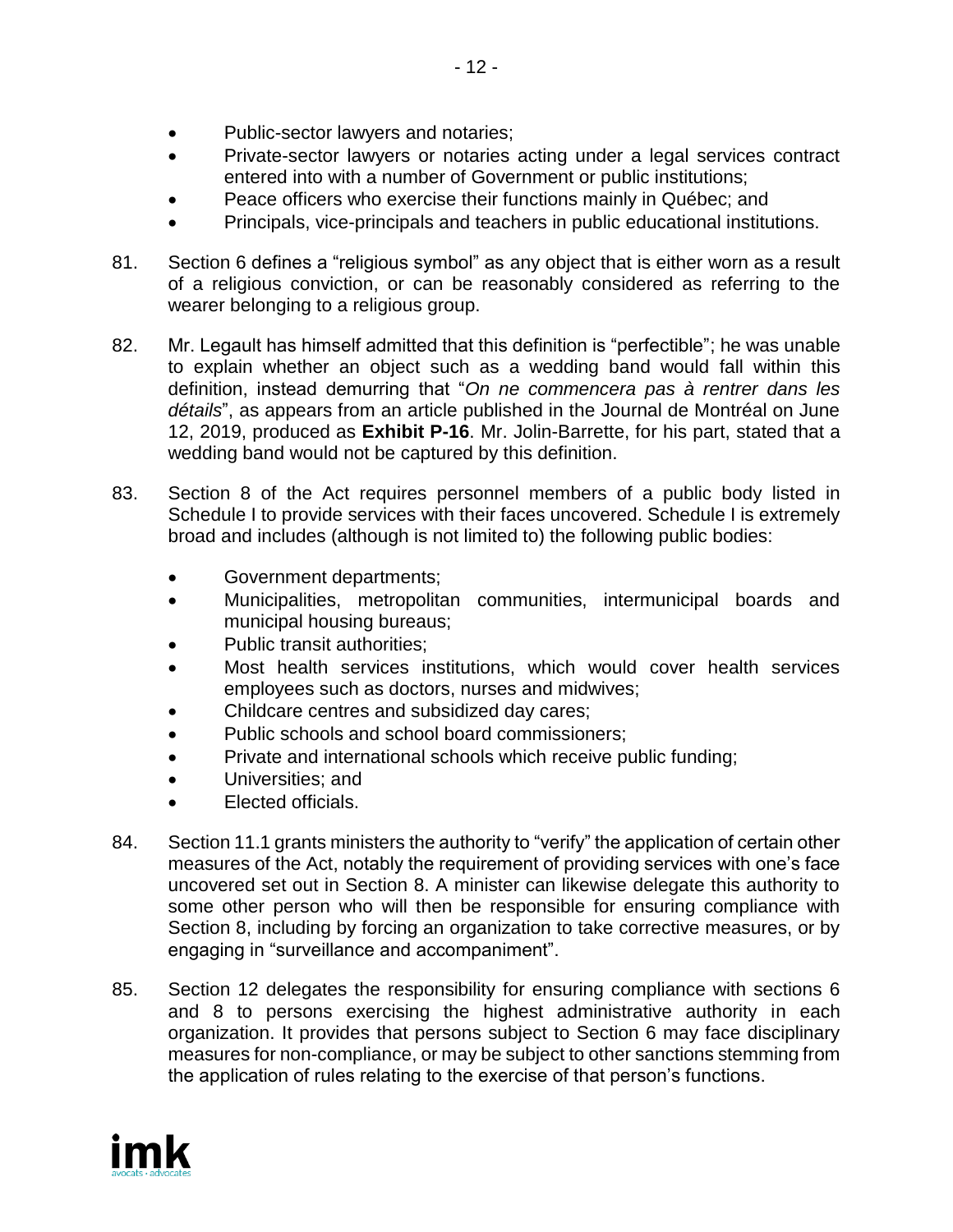- Public-sector lawyers and notaries;
- Private-sector lawyers or notaries acting under a legal services contract entered into with a number of Government or public institutions;
- Peace officers who exercise their functions mainly in Québec; and
- Principals, vice-principals and teachers in public educational institutions.

81. Section 6 defines a "religious symbol" as any object that is either worn as a result of a religious conviction, or can be reasonably considered as referring to the wearer belonging to a religious group.

82. Mr. Legault has himself admitted that this definition is "perfectible"; he was unable to explain whether an object such as a wedding band would fall within this definition, instead demurring that "*On ne commencera pas à rentrer dans les détails*", as appears from an article published in the Journal de Montréal on June 12, 2019, produced as **Exhibit P-16**. Mr. Jolin-Barrette, for his part, stated that a wedding band would not be captured by this definition.

83. Section 8 of the Act requires personnel members of a public body listed in Schedule I to provide services with their faces uncovered. Schedule I is extremely broad and includes (although is not limited to) the following public bodies:

- Government departments;
- Municipalities, metropolitan communities, intermunicipal boards and municipal housing bureaus;
- Public transit authorities;
- Most health services institutions, which would cover health services employees such as doctors, nurses and midwives;
- Childcare centres and subsidized day cares;
- Public schools and school board commissioners;
- Private and international schools which receive public funding;
- Universities; and
- Elected officials.

84. Section 11.1 grants ministers the authority to "verify" the application of certain other measures of the Act, notably the requirement of providing services with one's face uncovered set out in Section 8. A minister can likewise delegate this authority to some other person who will then be responsible for ensuring compliance with Section 8, including by forcing an organization to take corrective measures, or by engaging in "surveillance and accompaniment".

85. Section 12 delegates the responsibility for ensuring compliance with sections 6 and 8 to persons exercising the highest administrative authority in each organization. It provides that persons subject to Section 6 may face disciplinary measures for non-compliance, or may be subject to other sanctions stemming from the application of rules relating to the exercise of that person's functions.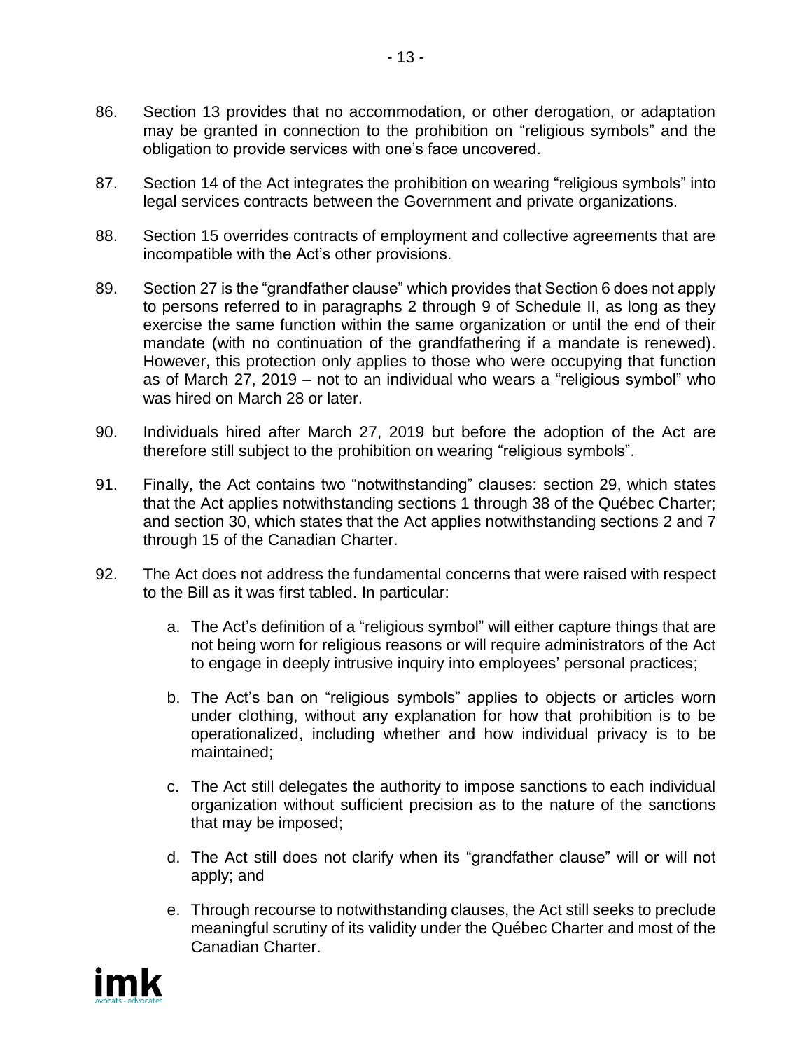86. Section 13 provides that no accommodation, or other derogation, or adaptation may be granted in connection to the prohibition on "religious symbols" and the obligation to provide services with one's face uncovered.

87. Section 14 of the Act integrates the prohibition on wearing "religious symbols" into legal services contracts between the Government and private organizations.

88. Section 15 overrides contracts of employment and collective agreements that are incompatible with the Act's other provisions.

89. Section 27 is the "grandfather clause" which provides that Section 6 does not apply to persons referred to in paragraphs 2 through 9 of Schedule II, as long as they exercise the same function within the same organization or until the end of their mandate (with no continuation of the grandfathering if a mandate is renewed). However, this protection only applies to those who were occupying that function as of March 27, 2019 – not to an individual who wears a "religious symbol" who was hired on March 28 or later.

90. Individuals hired after March 27, 2019 but before the adoption of the Act are therefore still subject to the prohibition on wearing "religious symbols".

91. Finally, the Act contains two "notwithstanding" clauses: section 29, which states that the Act applies notwithstanding sections 1 through 38 of the Québec Charter; and section 30, which states that the Act applies notwithstanding sections 2 and 7 through 15 of the Canadian Charter.

92. The Act does not address the fundamental concerns that were raised with respect to the Bill as it was first tabled. In particular:

    a. The Act's definition of a "religious symbol" will either capture things that are not being worn for religious reasons or will require administrators of the Act to engage in deeply intrusive inquiry into employees' personal practices;

    b. The Act's ban on "religious symbols" applies to objects or articles worn under clothing, without any explanation for how that prohibition is to be operationalized, including whether and how individual privacy is to be maintained;

    c. The Act still delegates the authority to impose sanctions to each individual organization without sufficient precision as to the nature of the sanctions that may be imposed;

    d. The Act still does not clarify when its "grandfather clause" will or will not apply; and

    e. Through recourse to notwithstanding clauses, the Act still seeks to preclude meaningful scrutiny of its validity under the Québec Charter and most of the Canadian Charter.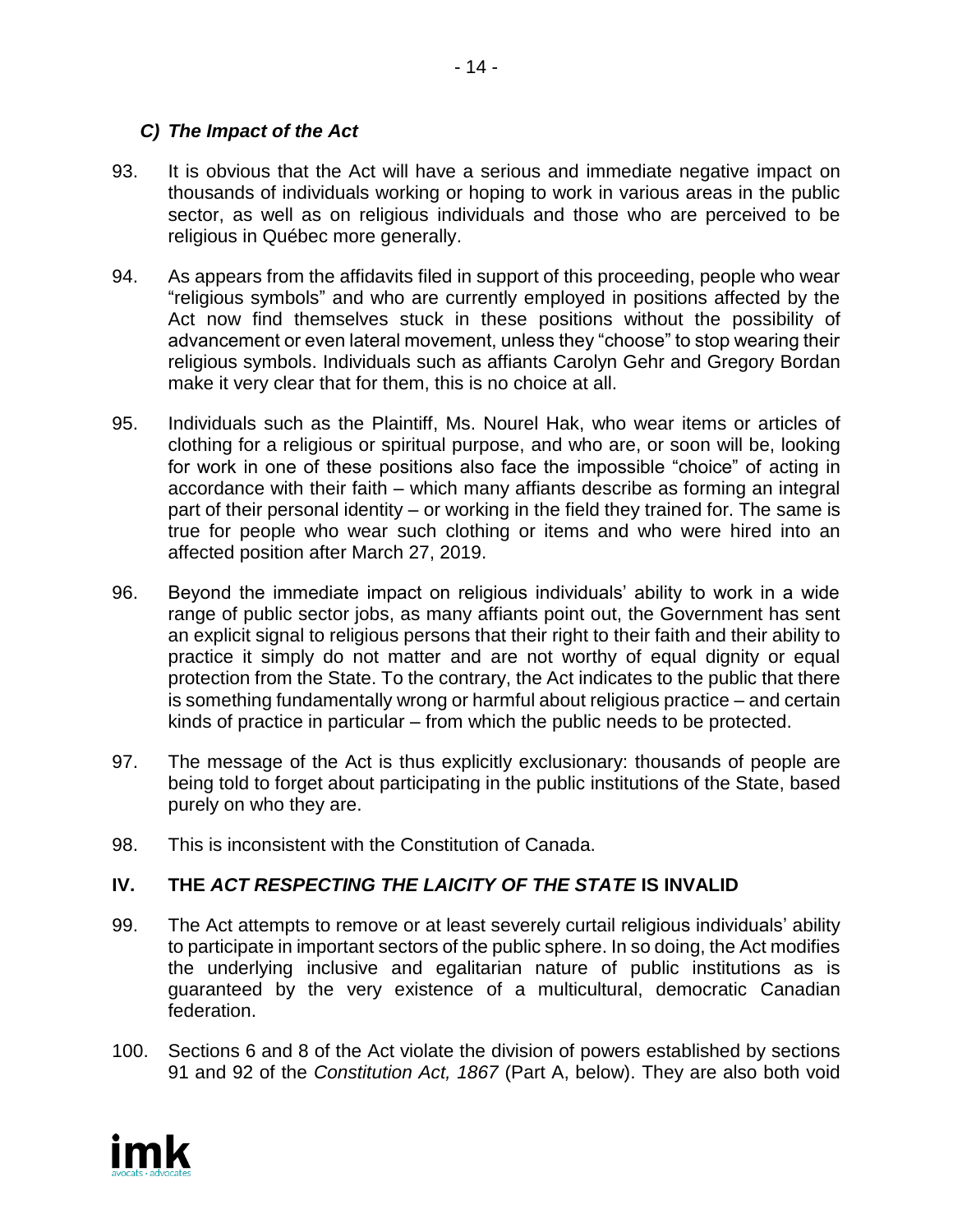### *C) The Impact of the Act*

93. It is obvious that the Act will have a serious and immediate negative impact on thousands of individuals working or hoping to work in various areas in the public sector, as well as on religious individuals and those who are perceived to be religious in Québec more generally.

94. As appears from the affidavits filed in support of this proceeding, people who wear "religious symbols" and who are currently employed in positions affected by the Act now find themselves stuck in these positions without the possibility of advancement or even lateral movement, unless they "choose" to stop wearing their religious symbols. Individuals such as affiants Carolyn Gehr and Gregory Bordan make it very clear that for them, this is no choice at all.

95. Individuals such as the Plaintiff, Ms. Nourel Hak, who wear items or articles of clothing for a religious or spiritual purpose, and who are, or soon will be, looking for work in one of these positions also face the impossible "choice" of acting in accordance with their faith – which many affiants describe as forming an integral part of their personal identity – or working in the field they trained for. The same is true for people who wear such clothing or items and who were hired into an affected position after March 27, 2019.

96. Beyond the immediate impact on religious individuals' ability to work in a wide range of public sector jobs, as many affiants point out, the Government has sent an explicit signal to religious persons that their right to their faith and their ability to practice it simply do not matter and are not worthy of equal dignity or equal protection from the State. To the contrary, the Act indicates to the public that there is something fundamentally wrong or harmful about religious practice – and certain kinds of practice in particular – from which the public needs to be protected.

97. The message of the Act is thus explicitly exclusionary: thousands of people are being told to forget about participating in the public institutions of the State, based purely on who they are.

98. This is inconsistent with the Constitution of Canada.

## IV. THE *ACT RESPECTING THE LAICITY OF THE STATE* IS INVALID

99. The Act attempts to remove or at least severely curtail religious individuals' ability to participate in important sectors of the public sphere. In so doing, the Act modifies the underlying inclusive and egalitarian nature of public institutions as is guaranteed by the very existence of a multicultural, democratic Canadian federation.

100. Sections 6 and 8 of the Act violate the division of powers established by sections 91 and 92 of the *Constitution Act, 1867* (Part A, below). They are also both void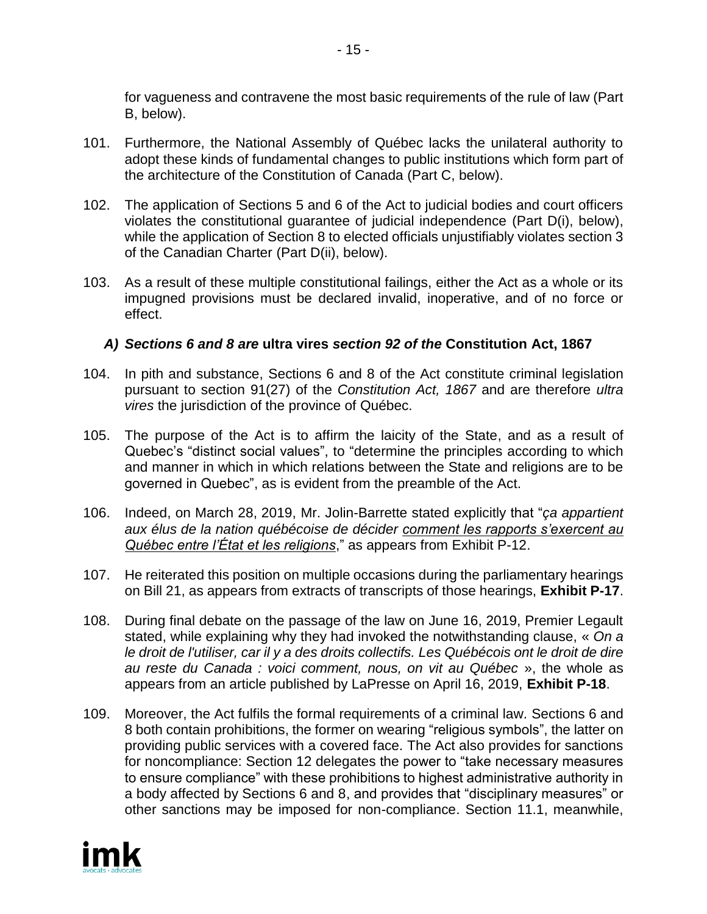for vagueness and contravene the most basic requirements of the rule of law (Part B, below).

101. Furthermore, the National Assembly of Québec lacks the unilateral authority to adopt these kinds of fundamental changes to public institutions which form part of the architecture of the Constitution of Canada (Part C, below).

102. The application of Sections 5 and 6 of the Act to judicial bodies and court officers violates the constitutional guarantee of judicial independence (Part D(i), below), while the application of Section 8 to elected officials unjustifiably violates section 3 of the Canadian Charter (Part D(ii), below).

103. As a result of these multiple constitutional failings, either the Act as a whole or its impugned provisions must be declared invalid, inoperative, and of no force or effect.

### *A) Sections 6 and 8 are* **ultra vires** *section 92 of the* **Constitution Act, 1867**

104. In pith and substance, Sections 6 and 8 of the Act constitute criminal legislation pursuant to section 91(27) of the *Constitution Act, 1867* and are therefore *ultra vires* the jurisdiction of the province of Québec.

105. The purpose of the Act is to affirm the laicity of the State, and as a result of Quebec's "distinct social values", to "determine the principles according to which and manner in which in which relations between the State and religions are to be governed in Quebec", as is evident from the preamble of the Act.

106. Indeed, on March 28, 2019, Mr. Jolin-Barrette stated explicitly that "*ça appartient aux élus de la nation québécoise de décider comment les rapports s'exercent au Québec entre l'État et les religions*," as appears from Exhibit P-12.

107. He reiterated this position on multiple occasions during the parliamentary hearings on Bill 21, as appears from extracts of transcripts of those hearings, **Exhibit P-17**.

108. During final debate on the passage of the law on June 16, 2019, Premier Legault stated, while explaining why they had invoked the notwithstanding clause, « *On a le droit de l'utiliser, car il y a des droits collectifs. Les Québécois ont le droit de dire au reste du Canada : voici comment, nous, on vit au Québec* », the whole as appears from an article published by LaPresse on April 16, 2019, **Exhibit P-18**.

109. Moreover, the Act fulfils the formal requirements of a criminal law. Sections 6 and 8 both contain prohibitions, the former on wearing "religious symbols", the latter on providing public services with a covered face. The Act also provides for sanctions for noncompliance: Section 12 delegates the power to "take necessary measures to ensure compliance" with these prohibitions to highest administrative authority in a body affected by Sections 6 and 8, and provides that "disciplinary measures" or other sanctions may be imposed for non-compliance. Section 11.1, meanwhile,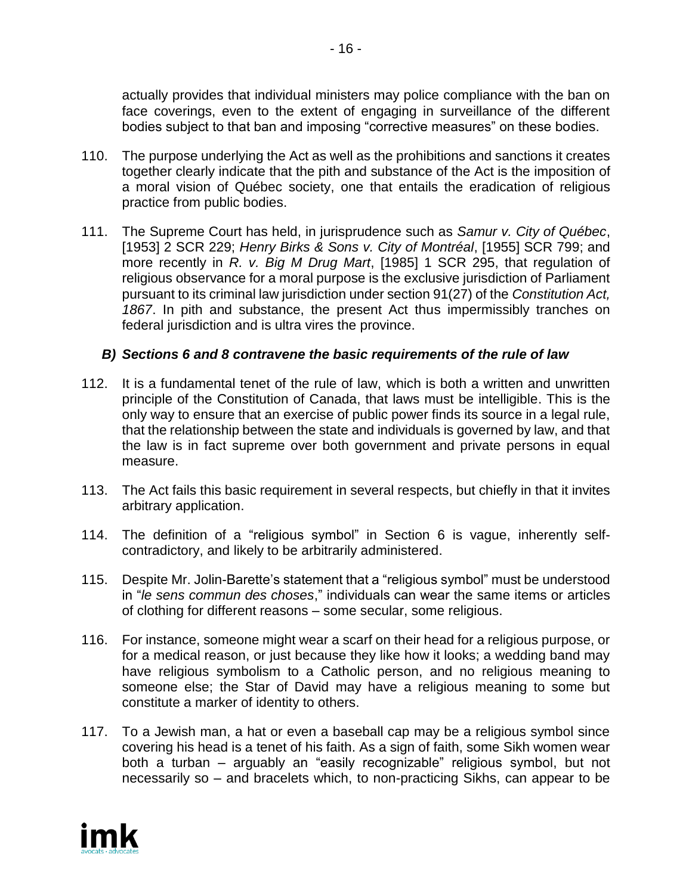actually provides that individual ministers may police compliance with the ban on face coverings, even to the extent of engaging in surveillance of the different bodies subject to that ban and imposing "corrective measures" on these bodies.

110. The purpose underlying the Act as well as the prohibitions and sanctions it creates together clearly indicate that the pith and substance of the Act is the imposition of a moral vision of Québec society, one that entails the eradication of religious practice from public bodies.

111. The Supreme Court has held, in jurisprudence such as *Samur v. City of Québec*, [1953] 2 SCR 229; *Henry Birks & Sons v. City of Montréal*, [1955] SCR 799; and more recently in *R. v. Big M Drug Mart*, [1985] 1 SCR 295, that regulation of religious observance for a moral purpose is the exclusive jurisdiction of Parliament pursuant to its criminal law jurisdiction under section 91(27) of the *Constitution Act, 1867*. In pith and substance, the present Act thus impermissibly tranches on federal jurisdiction and is ultra vires the province.

### *B) Sections 6 and 8 contravene the basic requirements of the rule of law*

112. It is a fundamental tenet of the rule of law, which is both a written and unwritten principle of the Constitution of Canada, that laws must be intelligible. This is the only way to ensure that an exercise of public power finds its source in a legal rule, that the relationship between the state and individuals is governed by law, and that the law is in fact supreme over both government and private persons in equal measure.

113. The Act fails this basic requirement in several respects, but chiefly in that it invites arbitrary application.

114. The definition of a "religious symbol" in Section 6 is vague, inherently self-contradictory, and likely to be arbitrarily administered.

115. Despite Mr. Jolin-Barette's statement that a "religious symbol" must be understood in "*le sens commun des choses*," individuals can wear the same items or articles of clothing for different reasons – some secular, some religious.

116. For instance, someone might wear a scarf on their head for a religious purpose, or for a medical reason, or just because they like how it looks; a wedding band may have religious symbolism to a Catholic person, and no religious meaning to someone else; the Star of David may have a religious meaning to some but constitute a marker of identity to others.

117. To a Jewish man, a hat or even a baseball cap may be a religious symbol since covering his head is a tenet of his faith. As a sign of faith, some Sikh women wear both a turban – arguably an "easily recognizable" religious symbol, but not necessarily so – and bracelets which, to non-practicing Sikhs, can appear to be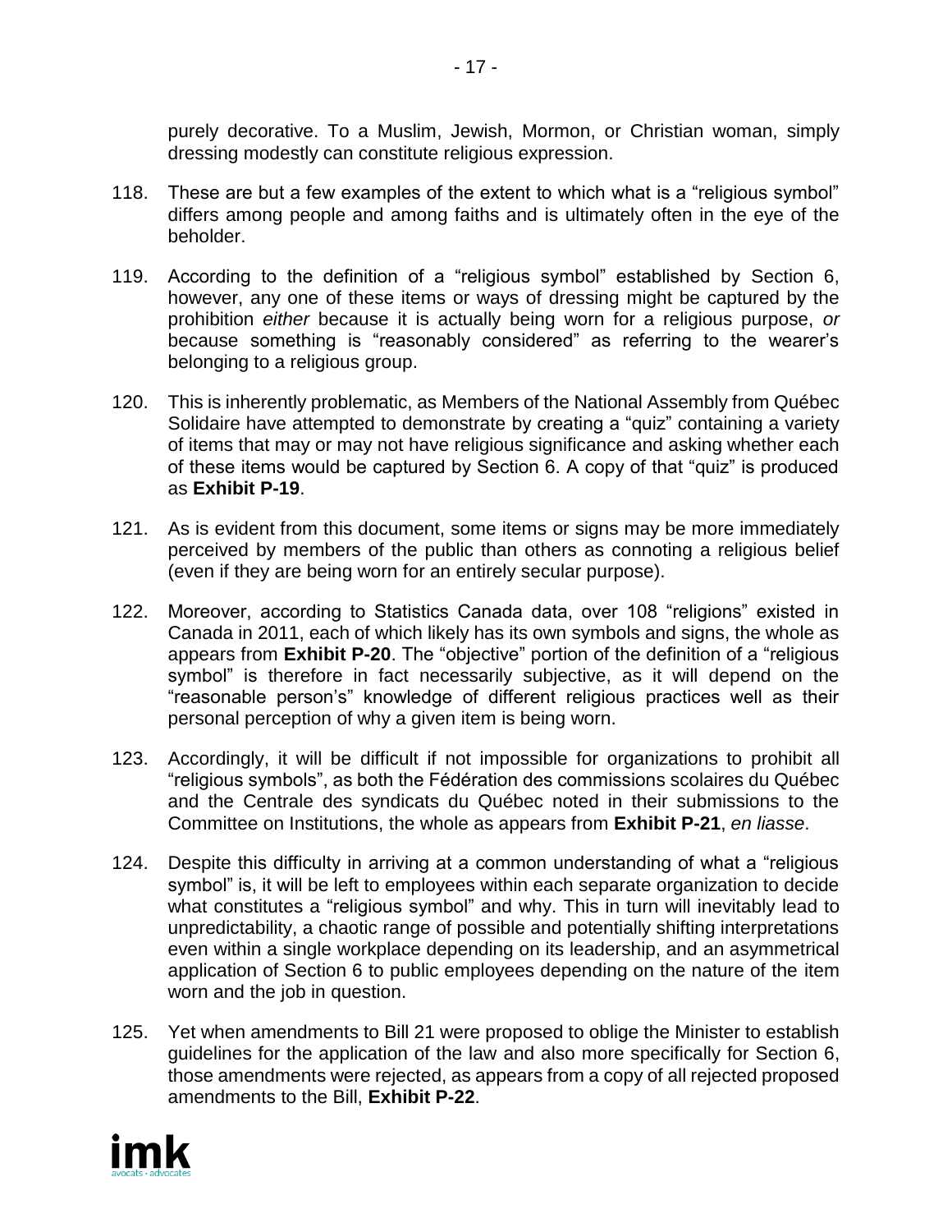purely decorative. To a Muslim, Jewish, Mormon, or Christian woman, simply dressing modestly can constitute religious expression.

118. These are but a few examples of the extent to which what is a "religious symbol" differs among people and among faiths and is ultimately often in the eye of the beholder.

119. According to the definition of a "religious symbol" established by Section 6, however, any one of these items or ways of dressing might be captured by the prohibition *either* because it is actually being worn for a religious purpose, *or* because something is "reasonably considered" as referring to the wearer's belonging to a religious group.

120. This is inherently problematic, as Members of the National Assembly from Québec Solidaire have attempted to demonstrate by creating a "quiz" containing a variety of items that may or may not have religious significance and asking whether each of these items would be captured by Section 6. A copy of that "quiz" is produced as **Exhibit P-19**.

121. As is evident from this document, some items or signs may be more immediately perceived by members of the public than others as connoting a religious belief (even if they are being worn for an entirely secular purpose).

122. Moreover, according to Statistics Canada data, over 108 "religions" existed in Canada in 2011, each of which likely has its own symbols and signs, the whole as appears from **Exhibit P-20**. The "objective" portion of the definition of a "religious symbol" is therefore in fact necessarily subjective, as it will depend on the "reasonable person's" knowledge of different religious practices well as their personal perception of why a given item is being worn.

123. Accordingly, it will be difficult if not impossible for organizations to prohibit all "religious symbols", as both the Fédération des commissions scolaires du Québec and the Centrale des syndicats du Québec noted in their submissions to the Committee on Institutions, the whole as appears from **Exhibit P-21**, *en liasse*.

124. Despite this difficulty in arriving at a common understanding of what a "religious symbol" is, it will be left to employees within each separate organization to decide what constitutes a "religious symbol" and why. This in turn will inevitably lead to unpredictability, a chaotic range of possible and potentially shifting interpretations even within a single workplace depending on its leadership, and an asymmetrical application of Section 6 to public employees depending on the nature of the item worn and the job in question.

125. Yet when amendments to Bill 21 were proposed to oblige the Minister to establish guidelines for the application of the law and also more specifically for Section 6, those amendments were rejected, as appears from a copy of all rejected proposed amendments to the Bill, **Exhibit P-22**.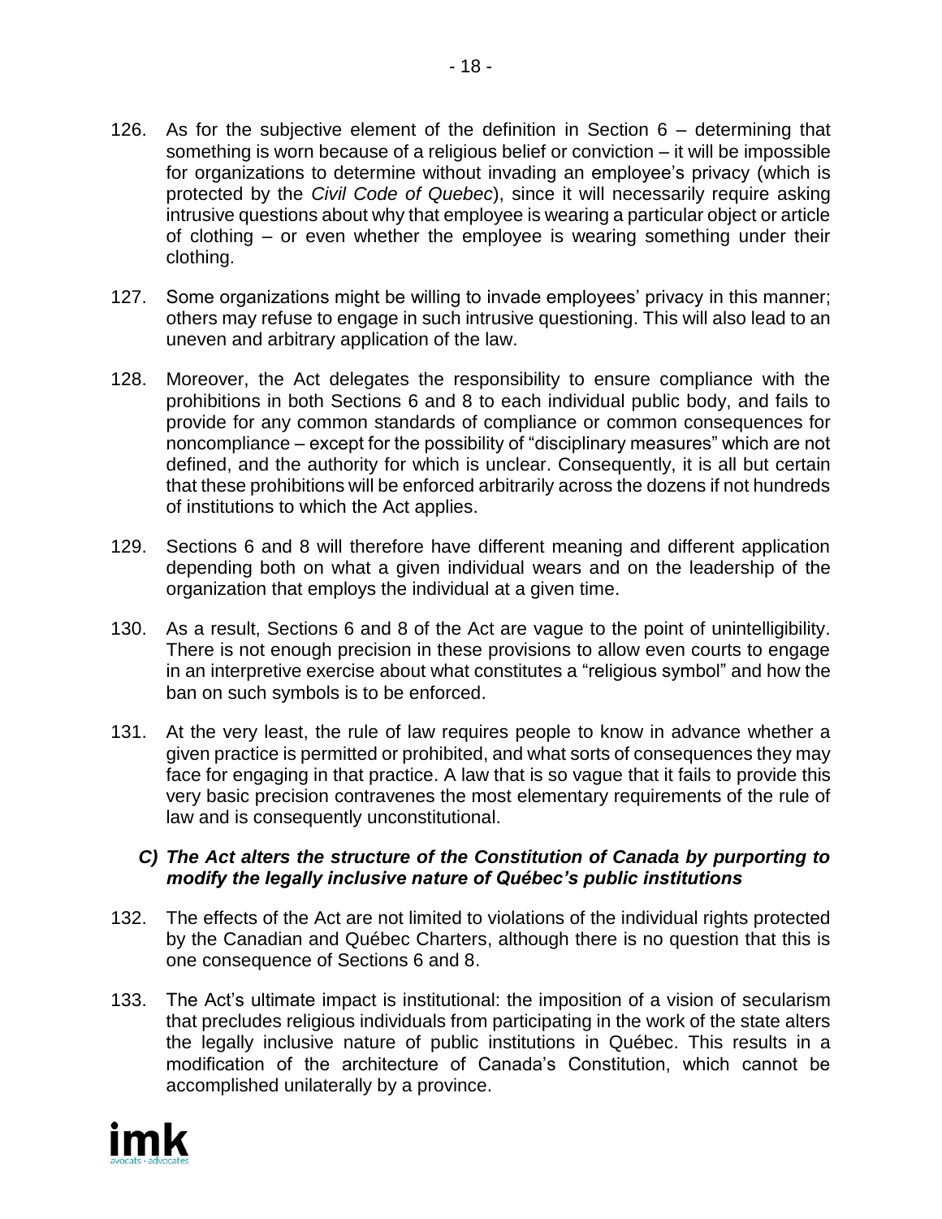126. As for the subjective element of the definition in Section 6 – determining that something is worn because of a religious belief or conviction – it will be impossible for organizations to determine without invading an employee's privacy (which is protected by the *Civil Code of Quebec*), since it will necessarily require asking intrusive questions about why that employee is wearing a particular object or article of clothing – or even whether the employee is wearing something under their clothing.

127. Some organizations might be willing to invade employees' privacy in this manner; others may refuse to engage in such intrusive questioning. This will also lead to an uneven and arbitrary application of the law.

128. Moreover, the Act delegates the responsibility to ensure compliance with the prohibitions in both Sections 6 and 8 to each individual public body, and fails to provide for any common standards of compliance or common consequences for noncompliance – except for the possibility of "disciplinary measures" which are not defined, and the authority for which is unclear. Consequently, it is all but certain that these prohibitions will be enforced arbitrarily across the dozens if not hundreds of institutions to which the Act applies.

129. Sections 6 and 8 will therefore have different meaning and different application depending both on what a given individual wears and on the leadership of the organization that employs the individual at a given time.

130. As a result, Sections 6 and 8 of the Act are vague to the point of unintelligibility. There is not enough precision in these provisions to allow even courts to engage in an interpretive exercise about what constitutes a "religious symbol" and how the ban on such symbols is to be enforced.

131. At the very least, the rule of law requires people to know in advance whether a given practice is permitted or prohibited, and what sorts of consequences they may face for engaging in that practice. A law that is so vague that it fails to provide this very basic precision contravenes the most elementary requirements of the rule of law and is consequently unconstitutional.

### ***C) The Act alters the structure of the Constitution of Canada by purporting to modify the legally inclusive nature of Québec's public institutions***

132. The effects of the Act are not limited to violations of the individual rights protected by the Canadian and Québec Charters, although there is no question that this is one consequence of Sections 6 and 8.

133. The Act's ultimate impact is institutional: the imposition of a vision of secularism that precludes religious individuals from participating in the work of the state alters the legally inclusive nature of public institutions in Québec. This results in a modification of the architecture of Canada's Constitution, which cannot be accomplished unilaterally by a province.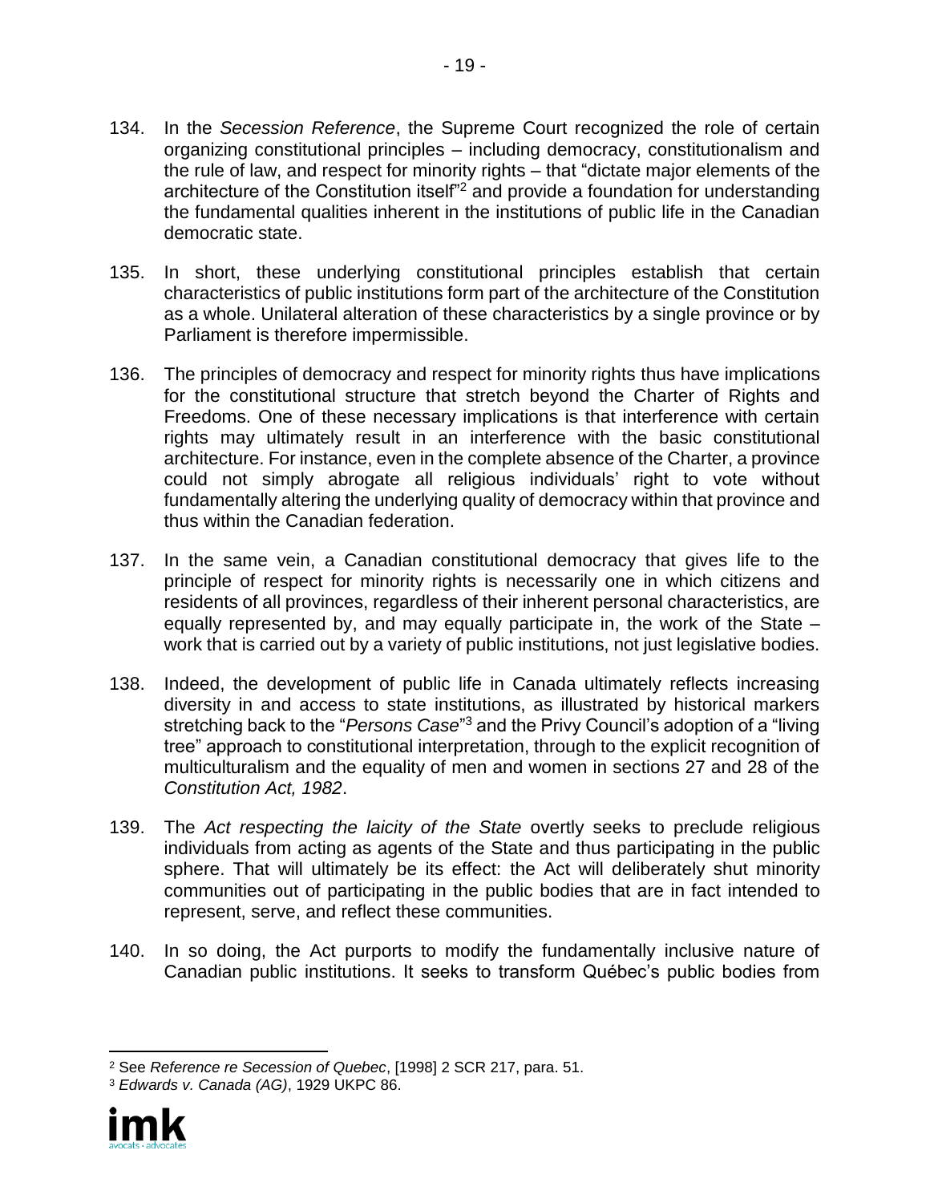134. In the *Secession Reference*, the Supreme Court recognized the role of certain organizing constitutional principles – including democracy, constitutionalism and the rule of law, and respect for minority rights – that "dictate major elements of the architecture of the Constitution itself"[2] and provide a foundation for understanding the fundamental qualities inherent in the institutions of public life in the Canadian democratic state.

135. In short, these underlying constitutional principles establish that certain characteristics of public institutions form part of the architecture of the Constitution as a whole. Unilateral alteration of these characteristics by a single province or by Parliament is therefore impermissible.

136. The principles of democracy and respect for minority rights thus have implications for the constitutional structure that stretch beyond the Charter of Rights and Freedoms. One of these necessary implications is that interference with certain rights may ultimately result in an interference with the basic constitutional architecture. For instance, even in the complete absence of the Charter, a province could not simply abrogate all religious individuals' right to vote without fundamentally altering the underlying quality of democracy within that province and thus within the Canadian federation.

137. In the same vein, a Canadian constitutional democracy that gives life to the principle of respect for minority rights is necessarily one in which citizens and residents of all provinces, regardless of their inherent personal characteristics, are equally represented by, and may equally participate in, the work of the State – work that is carried out by a variety of public institutions, not just legislative bodies.

138. Indeed, the development of public life in Canada ultimately reflects increasing diversity in and access to state institutions, as illustrated by historical markers stretching back to the "*Persons Case*"[3] and the Privy Council's adoption of a "living tree" approach to constitutional interpretation, through to the explicit recognition of multiculturalism and the equality of men and women in sections 27 and 28 of the *Constitution Act, 1982*.

139. The *Act respecting the laicity of the State* overtly seeks to preclude religious individuals from acting as agents of the State and thus participating in the public sphere. That will ultimately be its effect: the Act will deliberately shut minority communities out of participating in the public bodies that are in fact intended to represent, serve, and reflect these communities.

140. In so doing, the Act purports to modify the fundamentally inclusive nature of Canadian public institutions. It seeks to transform Québec's public bodies from

---

[2] See *Reference re Secession of Quebec*, [1998] 2 SCR 217, para. 51.

[3] *Edwards v. Canada (AG)*, 1929 UKPC 86.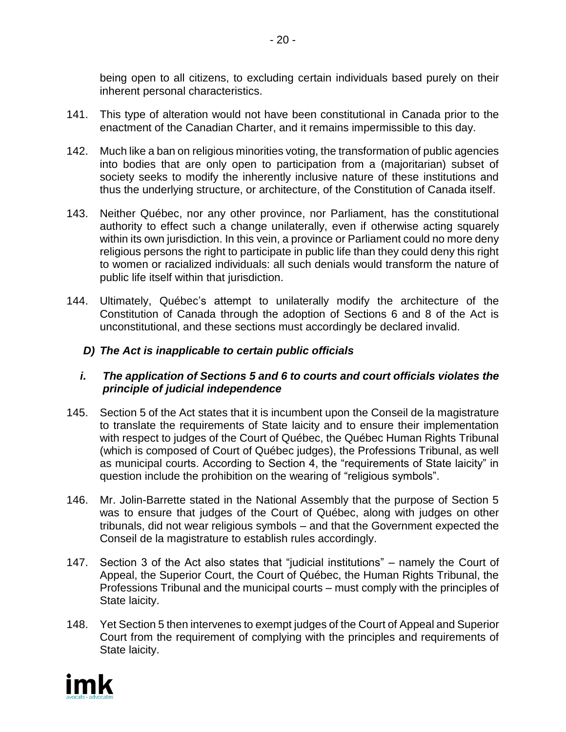being open to all citizens, to excluding certain individuals based purely on their inherent personal characteristics.

141. This type of alteration would not have been constitutional in Canada prior to the enactment of the Canadian Charter, and it remains impermissible to this day.

142. Much like a ban on religious minorities voting, the transformation of public agencies into bodies that are only open to participation from a (majoritarian) subset of society seeks to modify the inherently inclusive nature of these institutions and thus the underlying structure, or architecture, of the Constitution of Canada itself.

143. Neither Québec, nor any other province, nor Parliament, has the constitutional authority to effect such a change unilaterally, even if otherwise acting squarely within its own jurisdiction. In this vein, a province or Parliament could no more deny religious persons the right to participate in public life than they could deny this right to women or racialized individuals: all such denials would transform the nature of public life itself within that jurisdiction.

144. Ultimately, Québec's attempt to unilaterally modify the architecture of the Constitution of Canada through the adoption of Sections 6 and 8 of the Act is unconstitutional, and these sections must accordingly be declared invalid.

### *D) The Act is inapplicable to certain public officials*

#### *i. The application of Sections 5 and 6 to courts and court officials violates the principle of judicial independence*

145. Section 5 of the Act states that it is incumbent upon the Conseil de la magistrature to translate the requirements of State laicity and to ensure their implementation with respect to judges of the Court of Québec, the Québec Human Rights Tribunal (which is composed of Court of Québec judges), the Professions Tribunal, as well as municipal courts. According to Section 4, the "requirements of State laicity" in question include the prohibition on the wearing of "religious symbols".

146. Mr. Jolin-Barrette stated in the National Assembly that the purpose of Section 5 was to ensure that judges of the Court of Québec, along with judges on other tribunals, did not wear religious symbols – and that the Government expected the Conseil de la magistrature to establish rules accordingly.

147. Section 3 of the Act also states that "judicial institutions" – namely the Court of Appeal, the Superior Court, the Court of Québec, the Human Rights Tribunal, the Professions Tribunal and the municipal courts – must comply with the principles of State laicity.

148. Yet Section 5 then intervenes to exempt judges of the Court of Appeal and Superior Court from the requirement of complying with the principles and requirements of State laicity.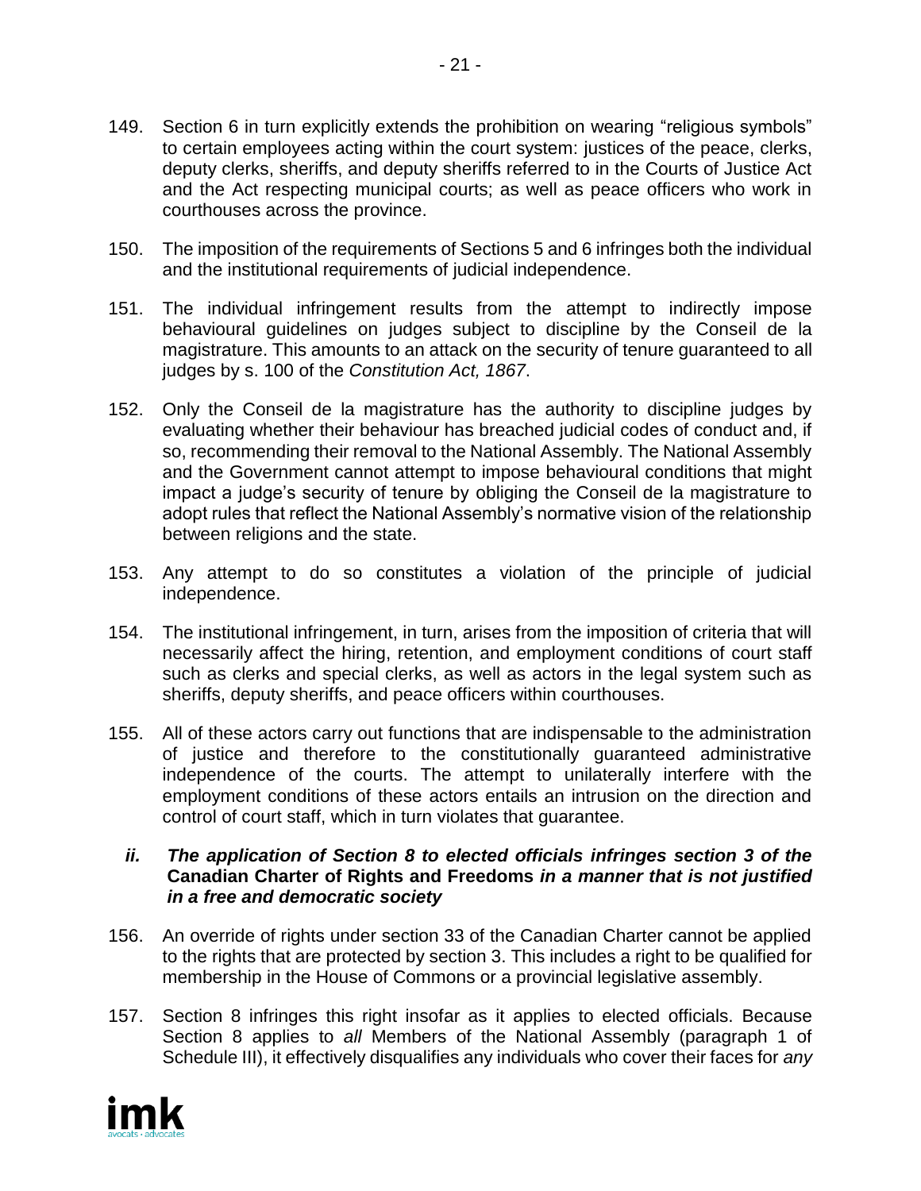149. Section 6 in turn explicitly extends the prohibition on wearing "religious symbols" to certain employees acting within the court system: justices of the peace, clerks, deputy clerks, sheriffs, and deputy sheriffs referred to in the Courts of Justice Act and the Act respecting municipal courts; as well as peace officers who work in courthouses across the province.

150. The imposition of the requirements of Sections 5 and 6 infringes both the individual and the institutional requirements of judicial independence.

151. The individual infringement results from the attempt to indirectly impose behavioural guidelines on judges subject to discipline by the Conseil de la magistrature. This amounts to an attack on the security of tenure guaranteed to all judges by s. 100 of the *Constitution Act, 1867*.

152. Only the Conseil de la magistrature has the authority to discipline judges by evaluating whether their behaviour has breached judicial codes of conduct and, if so, recommending their removal to the National Assembly. The National Assembly and the Government cannot attempt to impose behavioural conditions that might impact a judge's security of tenure by obliging the Conseil de la magistrature to adopt rules that reflect the National Assembly's normative vision of the relationship between religions and the state.

153. Any attempt to do so constitutes a violation of the principle of judicial independence.

154. The institutional infringement, in turn, arises from the imposition of criteria that will necessarily affect the hiring, retention, and employment conditions of court staff such as clerks and special clerks, as well as actors in the legal system such as sheriffs, deputy sheriffs, and peace officers within courthouses.

155. All of these actors carry out functions that are indispensable to the administration of justice and therefore to the constitutionally guaranteed administrative independence of the courts. The attempt to unilaterally interfere with the employment conditions of these actors entails an intrusion on the direction and control of court staff, which in turn violates that guarantee.

### *ii. The application of Section 8 to elected officials infringes section 3 of the* **Canadian Charter of Rights and Freedoms** *in a manner that is not justified in a free and democratic society*

156. An override of rights under section 33 of the Canadian Charter cannot be applied to the rights that are protected by section 3. This includes a right to be qualified for membership in the House of Commons or a provincial legislative assembly.

157. Section 8 infringes this right insofar as it applies to elected officials. Because Section 8 applies to *all* Members of the National Assembly (paragraph 1 of Schedule III), it effectively disqualifies any individuals who cover their faces for *any*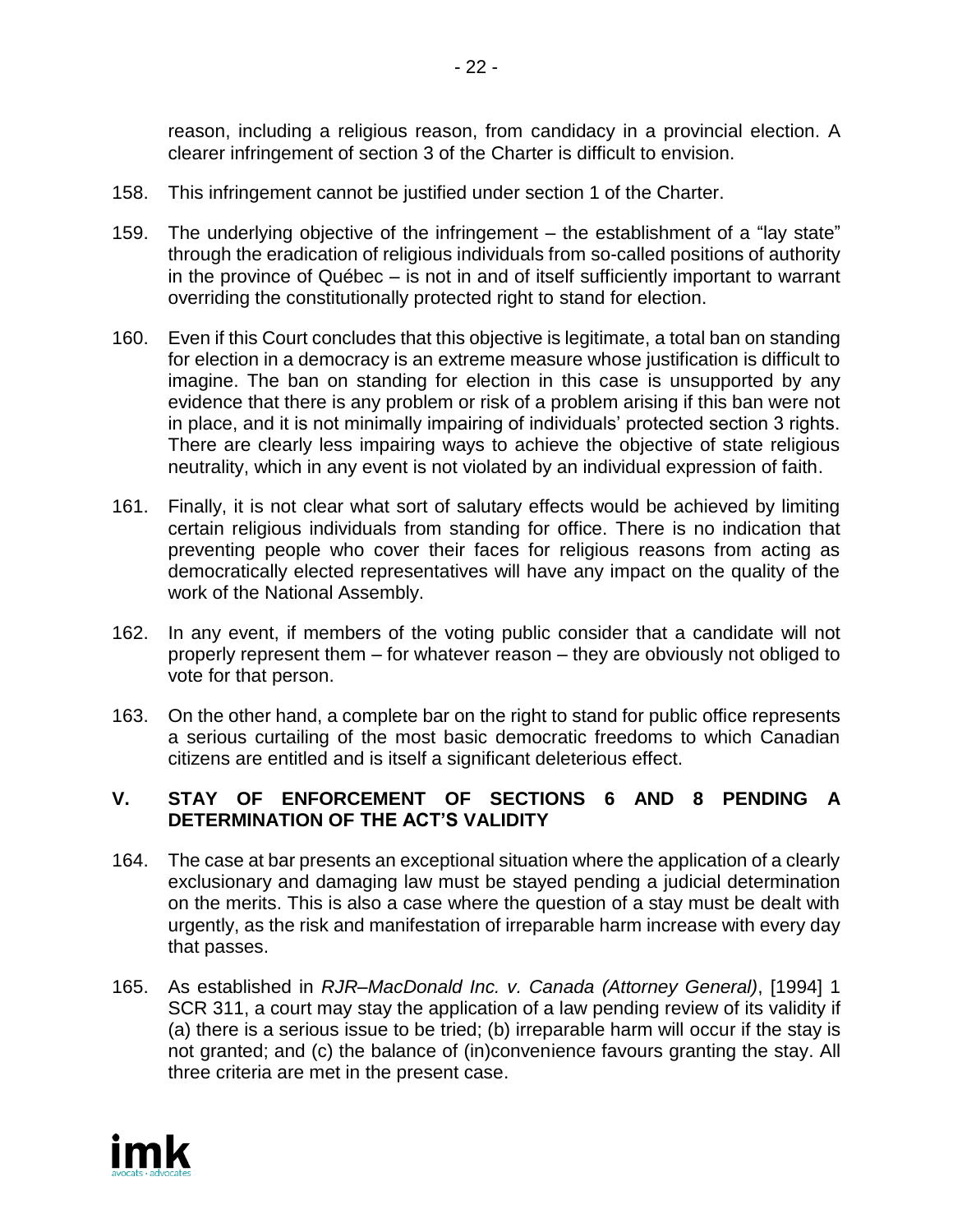reason, including a religious reason, from candidacy in a provincial election. A clearer infringement of section 3 of the Charter is difficult to envision.

158. This infringement cannot be justified under section 1 of the Charter.

159. The underlying objective of the infringement – the establishment of a "lay state" through the eradication of religious individuals from so-called positions of authority in the province of Québec – is not in and of itself sufficiently important to warrant overriding the constitutionally protected right to stand for election.

160. Even if this Court concludes that this objective is legitimate, a total ban on standing for election in a democracy is an extreme measure whose justification is difficult to imagine. The ban on standing for election in this case is unsupported by any evidence that there is any problem or risk of a problem arising if this ban were not in place, and it is not minimally impairing of individuals' protected section 3 rights. There are clearly less impairing ways to achieve the objective of state religious neutrality, which in any event is not violated by an individual expression of faith.

161. Finally, it is not clear what sort of salutary effects would be achieved by limiting certain religious individuals from standing for office. There is no indication that preventing people who cover their faces for religious reasons from acting as democratically elected representatives will have any impact on the quality of the work of the National Assembly.

162. In any event, if members of the voting public consider that a candidate will not properly represent them – for whatever reason – they are obviously not obliged to vote for that person.

163. On the other hand, a complete bar on the right to stand for public office represents a serious curtailing of the most basic democratic freedoms to which Canadian citizens are entitled and is itself a significant deleterious effect.

## V. STAY OF ENFORCEMENT OF SECTIONS 6 AND 8 PENDING A DETERMINATION OF THE ACT'S VALIDITY

164. The case at bar presents an exceptional situation where the application of a clearly exclusionary and damaging law must be stayed pending a judicial determination on the merits. This is also a case where the question of a stay must be dealt with urgently, as the risk and manifestation of irreparable harm increase with every day that passes.

165. As established in *RJR–MacDonald Inc. v. Canada (Attorney General)*, [1994] 1 SCR 311, a court may stay the application of a law pending review of its validity if (a) there is a serious issue to be tried; (b) irreparable harm will occur if the stay is not granted; and (c) the balance of (in)convenience favours granting the stay. All three criteria are met in the present case.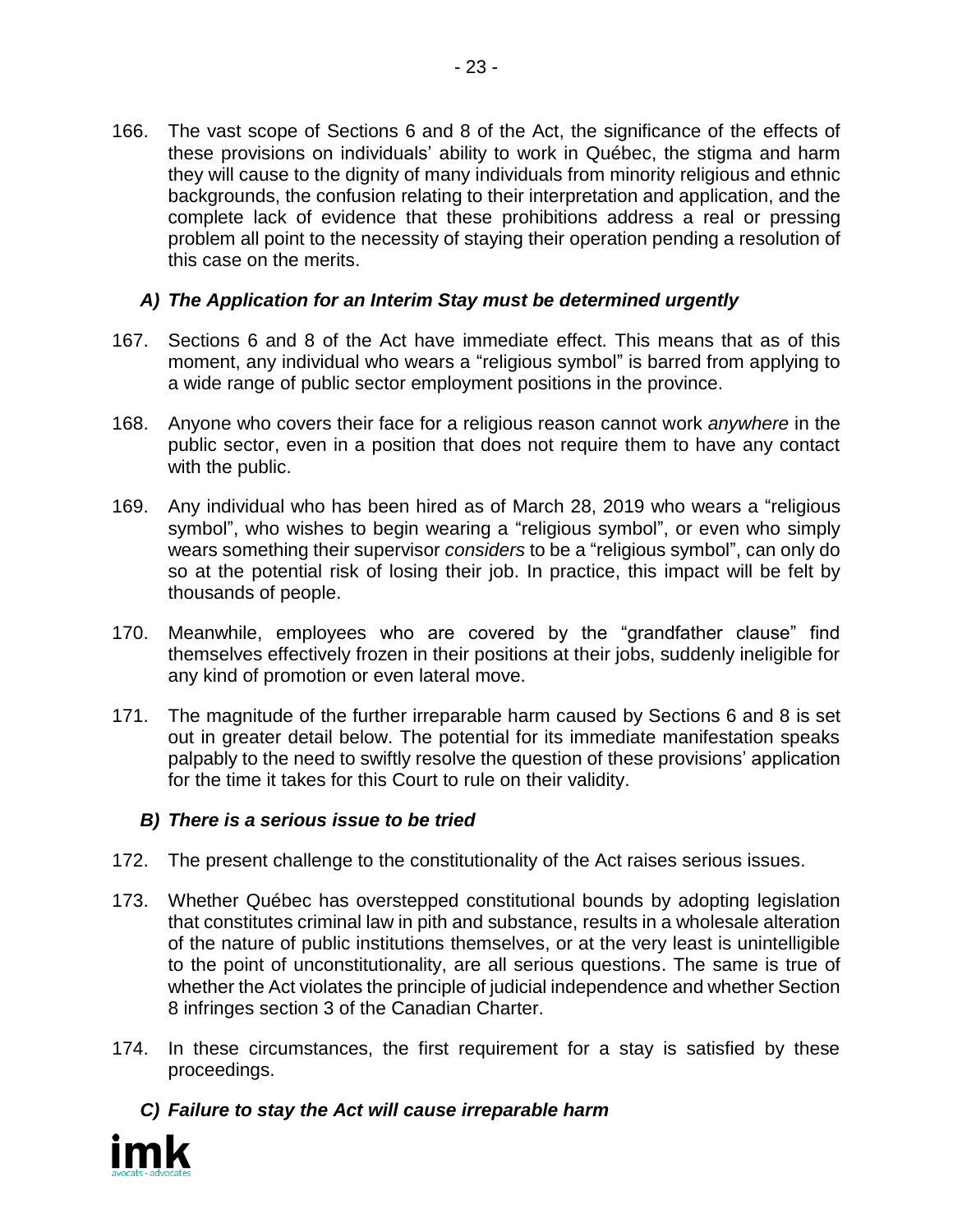166. The vast scope of Sections 6 and 8 of the Act, the significance of the effects of these provisions on individuals' ability to work in Québec, the stigma and harm they will cause to the dignity of many individuals from minority religious and ethnic backgrounds, the confusion relating to their interpretation and application, and the complete lack of evidence that these prohibitions address a real or pressing problem all point to the necessity of staying their operation pending a resolution of this case on the merits.

### *A) The Application for an Interim Stay must be determined urgently*

167. Sections 6 and 8 of the Act have immediate effect. This means that as of this moment, any individual who wears a "religious symbol" is barred from applying to a wide range of public sector employment positions in the province.

168. Anyone who covers their face for a religious reason cannot work *anywhere* in the public sector, even in a position that does not require them to have any contact with the public.

169. Any individual who has been hired as of March 28, 2019 who wears a "religious symbol", who wishes to begin wearing a "religious symbol", or even who simply wears something their supervisor *considers* to be a "religious symbol", can only do so at the potential risk of losing their job. In practice, this impact will be felt by thousands of people.

170. Meanwhile, employees who are covered by the "grandfather clause" find themselves effectively frozen in their positions at their jobs, suddenly ineligible for any kind of promotion or even lateral move.

171. The magnitude of the further irreparable harm caused by Sections 6 and 8 is set out in greater detail below. The potential for its immediate manifestation speaks palpably to the need to swiftly resolve the question of these provisions' application for the time it takes for this Court to rule on their validity.

### *B) There is a serious issue to be tried*

172. The present challenge to the constitutionality of the Act raises serious issues.

173. Whether Québec has overstepped constitutional bounds by adopting legislation that constitutes criminal law in pith and substance, results in a wholesale alteration of the nature of public institutions themselves, or at the very least is unintelligible to the point of unconstitutionality, are all serious questions. The same is true of whether the Act violates the principle of judicial independence and whether Section 8 infringes section 3 of the Canadian Charter.

174. In these circumstances, the first requirement for a stay is satisfied by these proceedings.

### *C) Failure to stay the Act will cause irreparable harm*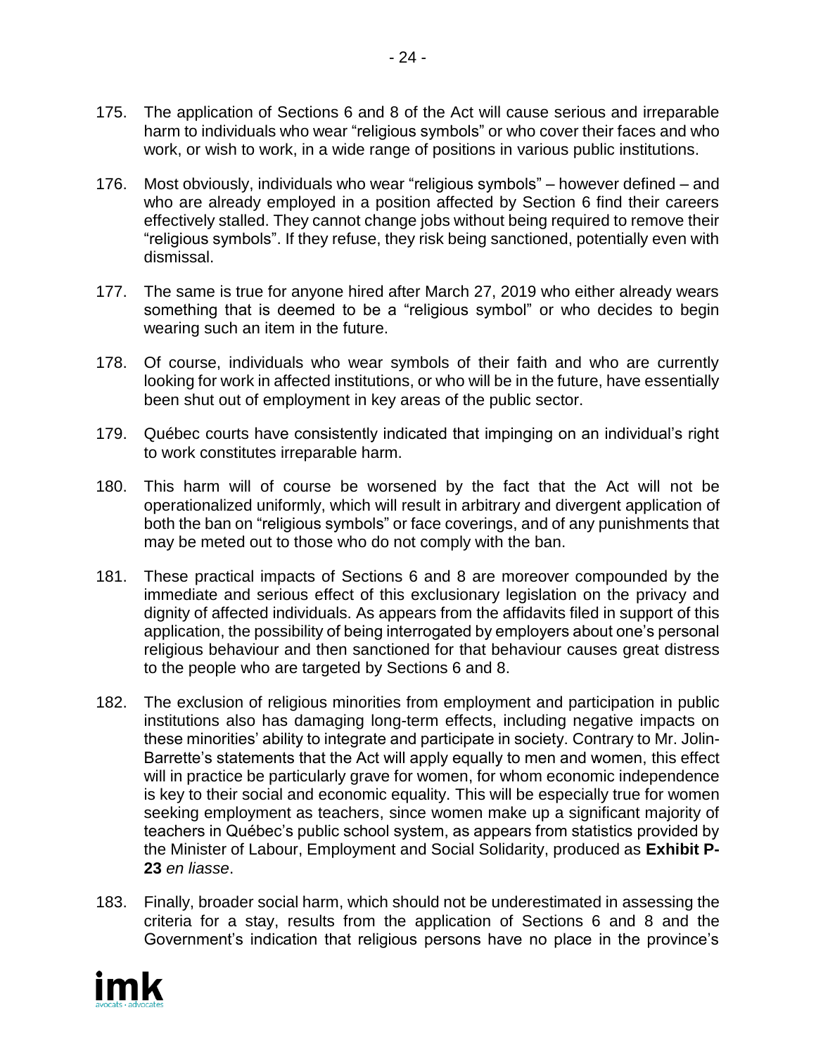175. The application of Sections 6 and 8 of the Act will cause serious and irreparable harm to individuals who wear “religious symbols” or who cover their faces and who work, or wish to work, in a wide range of positions in various public institutions.

176. Most obviously, individuals who wear “religious symbols” – however defined – and who are already employed in a position affected by Section 6 find their careers effectively stalled. They cannot change jobs without being required to remove their “religious symbols”. If they refuse, they risk being sanctioned, potentially even with dismissal.

177. The same is true for anyone hired after March 27, 2019 who either already wears something that is deemed to be a “religious symbol” or who decides to begin wearing such an item in the future.

178. Of course, individuals who wear symbols of their faith and who are currently looking for work in affected institutions, or who will be in the future, have essentially been shut out of employment in key areas of the public sector.

179. Québec courts have consistently indicated that impinging on an individual’s right to work constitutes irreparable harm.

180. This harm will of course be worsened by the fact that the Act will not be operationalized uniformly, which will result in arbitrary and divergent application of both the ban on “religious symbols” or face coverings, and of any punishments that may be meted out to those who do not comply with the ban.

181. These practical impacts of Sections 6 and 8 are moreover compounded by the immediate and serious effect of this exclusionary legislation on the privacy and dignity of affected individuals. As appears from the affidavits filed in support of this application, the possibility of being interrogated by employers about one’s personal religious behaviour and then sanctioned for that behaviour causes great distress to the people who are targeted by Sections 6 and 8.

182. The exclusion of religious minorities from employment and participation in public institutions also has damaging long-term effects, including negative impacts on these minorities’ ability to integrate and participate in society. Contrary to Mr. Jolin-Barrette’s statements that the Act will apply equally to men and women, this effect will in practice be particularly grave for women, for whom economic independence is key to their social and economic equality. This will be especially true for women seeking employment as teachers, since women make up a significant majority of teachers in Québec’s public school system, as appears from statistics provided by the Minister of Labour, Employment and Social Solidarity, produced as **Exhibit P-23** *en liasse*.

183. Finally, broader social harm, which should not be underestimated in assessing the criteria for a stay, results from the application of Sections 6 and 8 and the Government’s indication that religious persons have no place in the province’s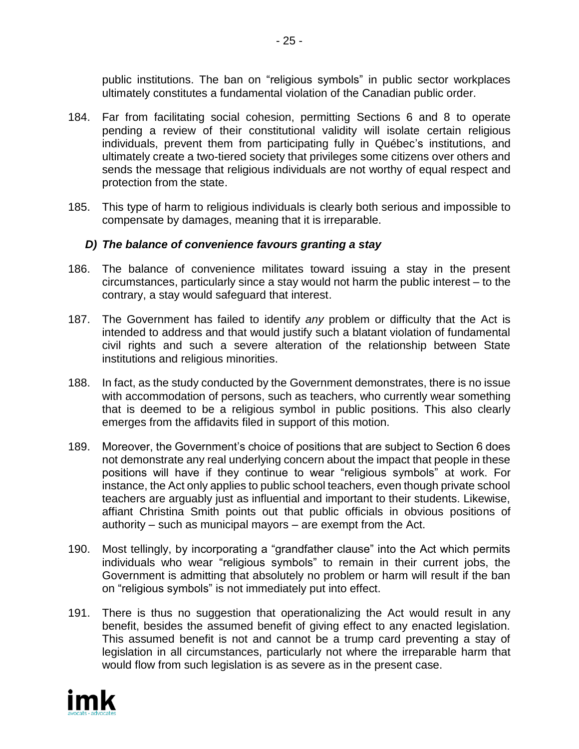public institutions. The ban on “religious symbols” in public sector workplaces ultimately constitutes a fundamental violation of the Canadian public order.

184. Far from facilitating social cohesion, permitting Sections 6 and 8 to operate pending a review of their constitutional validity will isolate certain religious individuals, prevent them from participating fully in Québec’s institutions, and ultimately create a two-tiered society that privileges some citizens over others and sends the message that religious individuals are not worthy of equal respect and protection from the state.

185. This type of harm to religious individuals is clearly both serious and impossible to compensate by damages, meaning that it is irreparable.

### *D) The balance of convenience favours granting a stay*

186. The balance of convenience militates toward issuing a stay in the present circumstances, particularly since a stay would not harm the public interest – to the contrary, a stay would safeguard that interest.

187. The Government has failed to identify *any* problem or difficulty that the Act is intended to address and that would justify such a blatant violation of fundamental civil rights and such a severe alteration of the relationship between State institutions and religious minorities.

188. In fact, as the study conducted by the Government demonstrates, there is no issue with accommodation of persons, such as teachers, who currently wear something that is deemed to be a religious symbol in public positions. This also clearly emerges from the affidavits filed in support of this motion.

189. Moreover, the Government’s choice of positions that are subject to Section 6 does not demonstrate any real underlying concern about the impact that people in these positions will have if they continue to wear “religious symbols” at work. For instance, the Act only applies to public school teachers, even though private school teachers are arguably just as influential and important to their students. Likewise, affiant Christina Smith points out that public officials in obvious positions of authority – such as municipal mayors – are exempt from the Act.

190. Most tellingly, by incorporating a “grandfather clause” into the Act which permits individuals who wear “religious symbols” to remain in their current jobs, the Government is admitting that absolutely no problem or harm will result if the ban on “religious symbols” is not immediately put into effect.

191. There is thus no suggestion that operationalizing the Act would result in any benefit, besides the assumed benefit of giving effect to any enacted legislation. This assumed benefit is not and cannot be a trump card preventing a stay of legislation in all circumstances, particularly not where the irreparable harm that would flow from such legislation is as severe as in the present case.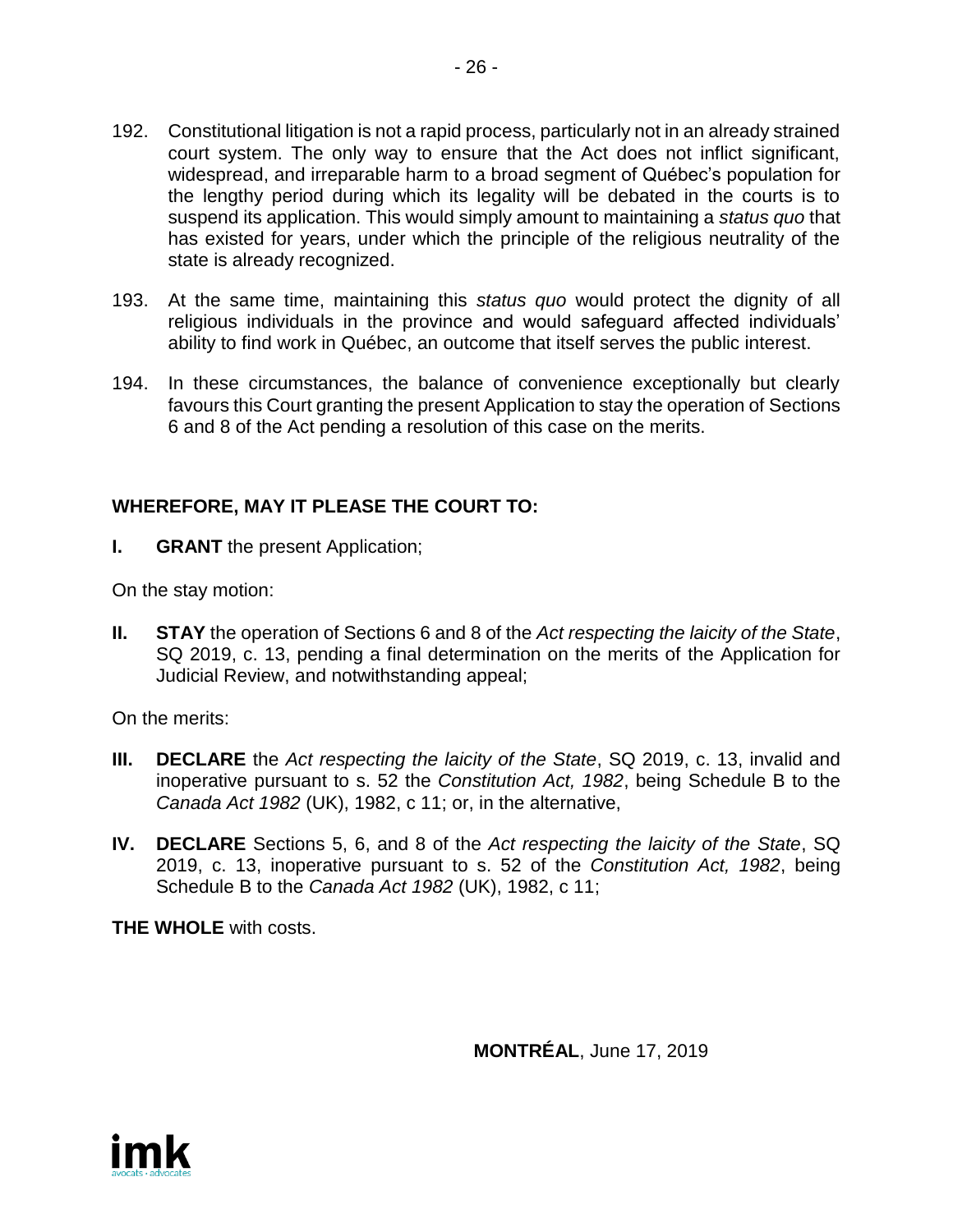192. Constitutional litigation is not a rapid process, particularly not in an already strained court system. The only way to ensure that the Act does not inflict significant, widespread, and irreparable harm to a broad segment of Québec's population for the lengthy period during which its legality will be debated in the courts is to suspend its application. This would simply amount to maintaining a *status quo* that has existed for years, under which the principle of the religious neutrality of the state is already recognized.

193. At the same time, maintaining this *status quo* would protect the dignity of all religious individuals in the province and would safeguard affected individuals' ability to find work in Québec, an outcome that itself serves the public interest.

194. In these circumstances, the balance of convenience exceptionally but clearly favours this Court granting the present Application to stay the operation of Sections 6 and 8 of the Act pending a resolution of this case on the merits.

**WHEREFORE, MAY IT PLEASE THE COURT TO:**

**I. GRANT** the present Application;

On the stay motion:

**II. STAY** the operation of Sections 6 and 8 of the *Act respecting the laicity of the State*, SQ 2019, c. 13, pending a final determination on the merits of the Application for Judicial Review, and notwithstanding appeal;

On the merits:

**III. DECLARE** the *Act respecting the laicity of the State*, SQ 2019, c. 13, invalid and inoperative pursuant to s. 52 the *Constitution Act, 1982*, being Schedule B to the *Canada Act 1982* (UK), 1982, c 11; or, in the alternative,

**IV. DECLARE** Sections 5, 6, and 8 of the *Act respecting the laicity of the State*, SQ 2019, c. 13, inoperative pursuant to s. 52 of the *Constitution Act, 1982*, being Schedule B to the *Canada Act 1982* (UK), 1982, c 11;

**THE WHOLE** with costs.

**MONTRÉAL**, June 17, 2019

imk
avocats · advocates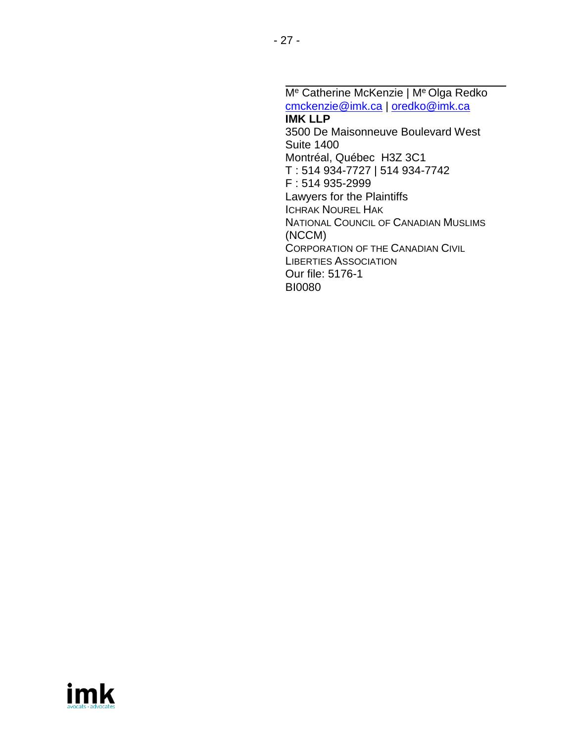\_\_\_\_\_\_\_\_\_\_\_\_\_\_\_\_\_\_\_\_\_\_\_\_\_\_\_\_\_\_\_\_\_\_\_\_

M^e Catherine McKenzie | M^e Olga Redko
cmckenzie@imk.ca | oredko@imk.ca
**IMK LLP**
3500 De Maisonneuve Boulevard West
Suite 1400
Montréal, Québec H3Z 3C1
T : 514 934-7727 | 514 934-7742
F : 514 935-2999
Lawyers for the Plaintiffs
ICHRAK NOUREL HAK
NATIONAL COUNCIL OF CANADIAN MUSLIMS (NCCM)
CORPORATION OF THE CANADIAN CIVIL LIBERTIES ASSOCIATION
Our file: 5176-1
BI0080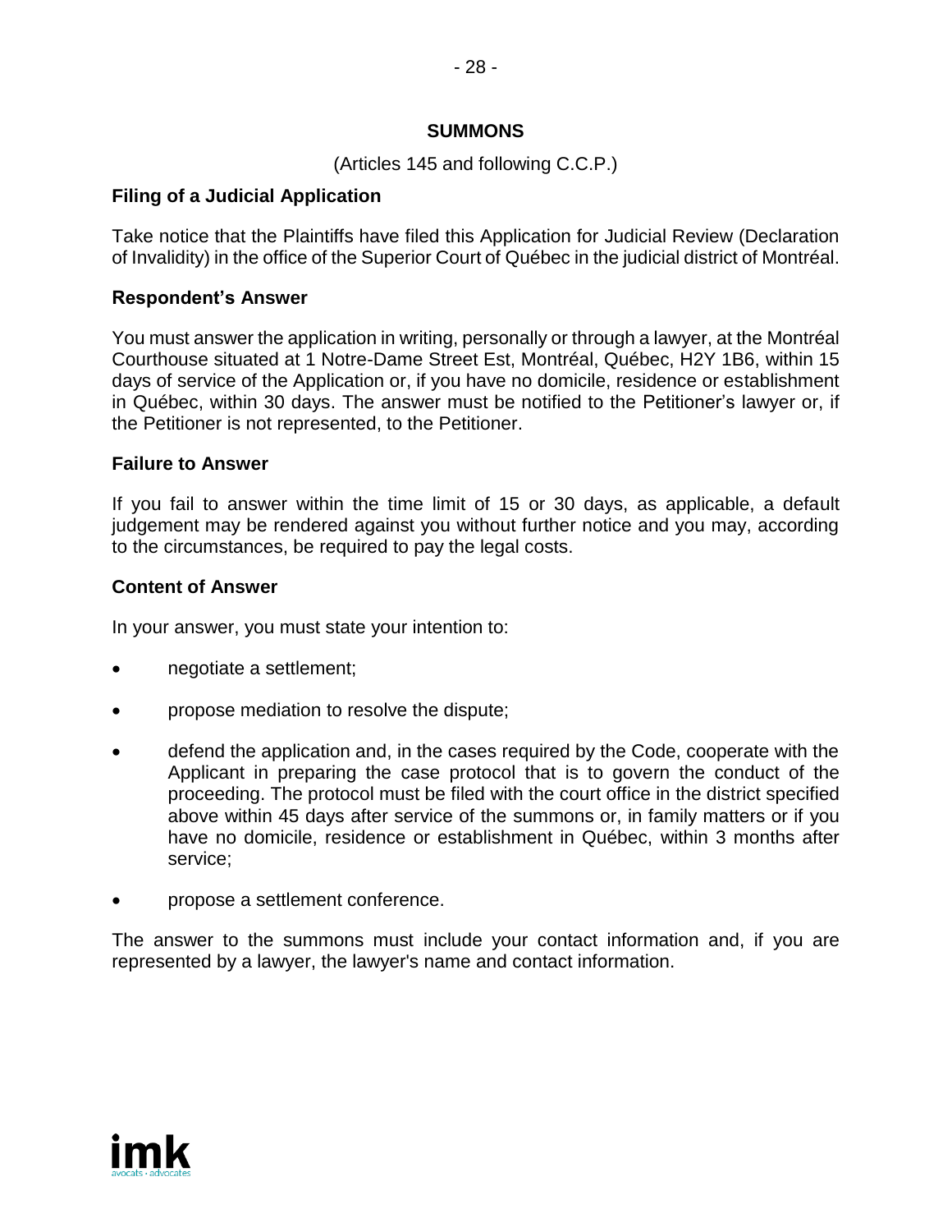## SUMMONS

(Articles 145 and following C.C.P.)

### Filing of a Judicial Application

Take notice that the Plaintiffs have filed this Application for Judicial Review (Declaration of Invalidity) in the office of the Superior Court of Québec in the judicial district of Montréal.

### Respondent's Answer

You must answer the application in writing, personally or through a lawyer, at the Montréal Courthouse situated at 1 Notre-Dame Street Est, Montréal, Québec, H2Y 1B6, within 15 days of service of the Application or, if you have no domicile, residence or establishment in Québec, within 30 days. The answer must be notified to the Petitioner's lawyer or, if the Petitioner is not represented, to the Petitioner.

### Failure to Answer

If you fail to answer within the time limit of 15 or 30 days, as applicable, a default judgement may be rendered against you without further notice and you may, according to the circumstances, be required to pay the legal costs.

### Content of Answer

In your answer, you must state your intention to:

- negotiate a settlement;
- propose mediation to resolve the dispute;
- defend the application and, in the cases required by the Code, cooperate with the Applicant in preparing the case protocol that is to govern the conduct of the proceeding. The protocol must be filed with the court office in the district specified above within 45 days after service of the summons or, in family matters or if you have no domicile, residence or establishment in Québec, within 3 months after service;
- propose a settlement conference.

The answer to the summons must include your contact information and, if you are represented by a lawyer, the lawyer's name and contact information.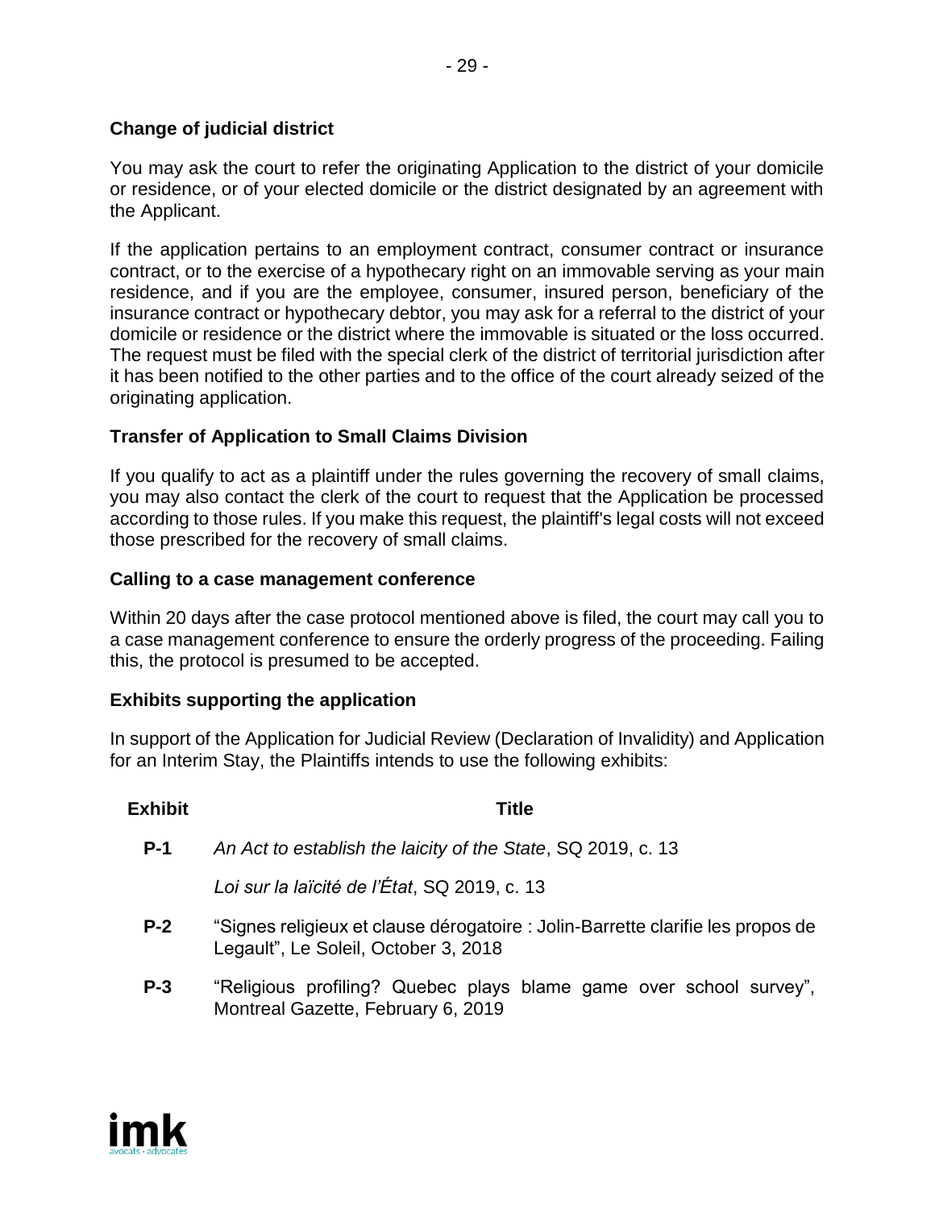### Change of judicial district

You may ask the court to refer the originating Application to the district of your domicile or residence, or of your elected domicile or the district designated by an agreement with the Applicant.

If the application pertains to an employment contract, consumer contract or insurance contract, or to the exercise of a hypothecary right on an immovable serving as your main residence, and if you are the employee, consumer, insured person, beneficiary of the insurance contract or hypothecary debtor, you may ask for a referral to the district of your domicile or residence or the district where the immovable is situated or the loss occurred. The request must be filed with the special clerk of the district of territorial jurisdiction after it has been notified to the other parties and to the office of the court already seized of the originating application.

### Transfer of Application to Small Claims Division

If you qualify to act as a plaintiff under the rules governing the recovery of small claims, you may also contact the clerk of the court to request that the Application be processed according to those rules. If you make this request, the plaintiff's legal costs will not exceed those prescribed for the recovery of small claims.

### Calling to a case management conference

Within 20 days after the case protocol mentioned above is filed, the court may call you to a case management conference to ensure the orderly progress of the proceeding. Failing this, the protocol is presumed to be accepted.

### Exhibits supporting the application

In support of the Application for Judicial Review (Declaration of Invalidity) and Application for an Interim Stay, the Plaintiffs intends to use the following exhibits:

| Exhibit | Title |
|---|---|
| **P-1** | *An Act to establish the laicity of the State*, SQ 2019, c. 13<br>*Loi sur la laïcité de l'État*, SQ 2019, c. 13 |
| **P-2** | "Signes religieux et clause dérogatoire : Jolin-Barrette clarifie les propos de Legault", Le Soleil, October 3, 2018 |
| **P-3** | "Religious profiling? Quebec plays blame game over school survey", Montreal Gazette, February 6, 2019 |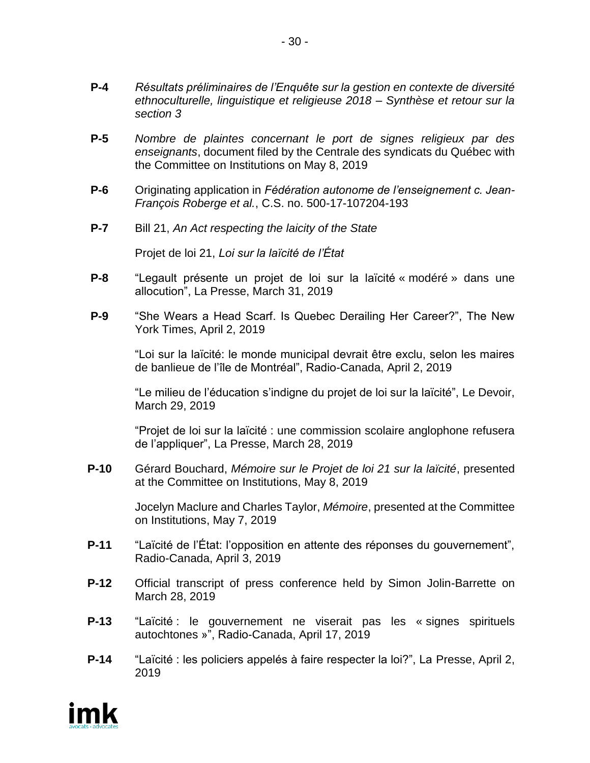**P-4** *Résultats préliminaires de l'Enquête sur la gestion en contexte de diversité ethnoculturelle, linguistique et religieuse 2018 – Synthèse et retour sur la section 3*

**P-5** *Nombre de plaintes concernant le port de signes religieux par des enseignants*, document filed by the Centrale des syndicats du Québec with the Committee on Institutions on May 8, 2019

**P-6** Originating application in *Fédération autonome de l'enseignement c. Jean-François Roberge et al.*, C.S. no. 500-17-107204-193

**P-7** Bill 21, *An Act respecting the laicity of the State*

Projet de loi 21, *Loi sur la laïcité de l'État*

**P-8** "Legault présente un projet de loi sur la laïcité « modéré » dans une allocution", La Presse, March 31, 2019

**P-9** "She Wears a Head Scarf. Is Quebec Derailing Her Career?", The New York Times, April 2, 2019

"Loi sur la laïcité: le monde municipal devrait être exclu, selon les maires de banlieue de l'île de Montréal", Radio-Canada, April 2, 2019

"Le milieu de l'éducation s'indigne du projet de loi sur la laïcité", Le Devoir, March 29, 2019

"Projet de loi sur la laïcité : une commission scolaire anglophone refusera de l'appliquer", La Presse, March 28, 2019

**P-10** Gérard Bouchard, *Mémoire sur le Projet de loi 21 sur la laïcité*, presented at the Committee on Institutions, May 8, 2019

Jocelyn Maclure and Charles Taylor, *Mémoire*, presented at the Committee on Institutions, May 7, 2019

**P-11** "Laïcité de l'État: l'opposition en attente des réponses du gouvernement", Radio-Canada, April 3, 2019

**P-12** Official transcript of press conference held by Simon Jolin-Barrette on March 28, 2019

**P-13** "Laïcité : le gouvernement ne viserait pas les « signes spirituels autochtones »", Radio-Canada, April 17, 2019

**P-14** "Laïcité : les policiers appelés à faire respecter la loi?", La Presse, April 2, 2019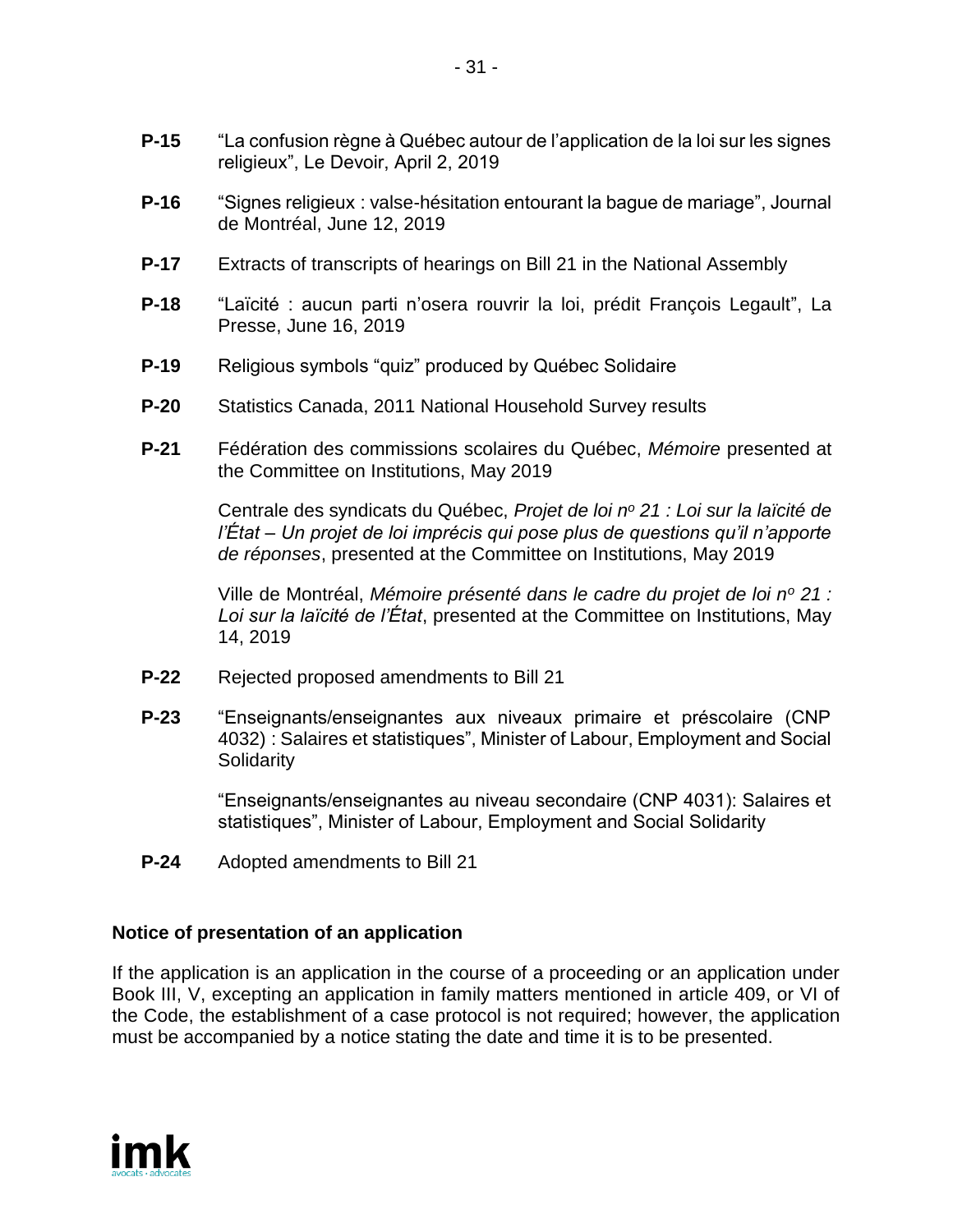**P-15** “La confusion règne à Québec autour de l’application de la loi sur les signes religieux”, Le Devoir, April 2, 2019

**P-16** “Signes religieux : valse-hésitation entourant la bague de mariage”, Journal de Montréal, June 12, 2019

**P-17** Extracts of transcripts of hearings on Bill 21 in the National Assembly

**P-18** “Laïcité : aucun parti n’osera rouvrir la loi, prédit François Legault”, La Presse, June 16, 2019

**P-19** Religious symbols “quiz” produced by Québec Solidaire

**P-20** Statistics Canada, 2011 National Household Survey results

**P-21** Fédération des commissions scolaires du Québec, *Mémoire* presented at the Committee on Institutions, May 2019

Centrale des syndicats du Québec, *Projet de loi no 21 : Loi sur la laïcité de l’État – Un projet de loi imprécis qui pose plus de questions qu’il n’apporte de réponses*, presented at the Committee on Institutions, May 2019

Ville de Montréal, *Mémoire présenté dans le cadre du projet de loi no 21 : Loi sur la laïcité de l’État*, presented at the Committee on Institutions, May 14, 2019

**P-22** Rejected proposed amendments to Bill 21

**P-23** “Enseignants/enseignantes aux niveaux primaire et préscolaire (CNP 4032) : Salaires et statistiques”, Minister of Labour, Employment and Social Solidarity

“Enseignants/enseignantes au niveau secondaire (CNP 4031): Salaires et statistiques”, Minister of Labour, Employment and Social Solidarity

**P-24** Adopted amendments to Bill 21

**Notice of presentation of an application**

If the application is an application in the course of a proceeding or an application under Book III, V, excepting an application in family matters mentioned in article 409, or VI of the Code, the establishment of a case protocol is not required; however, the application must be accompanied by a notice stating the date and time it is to be presented.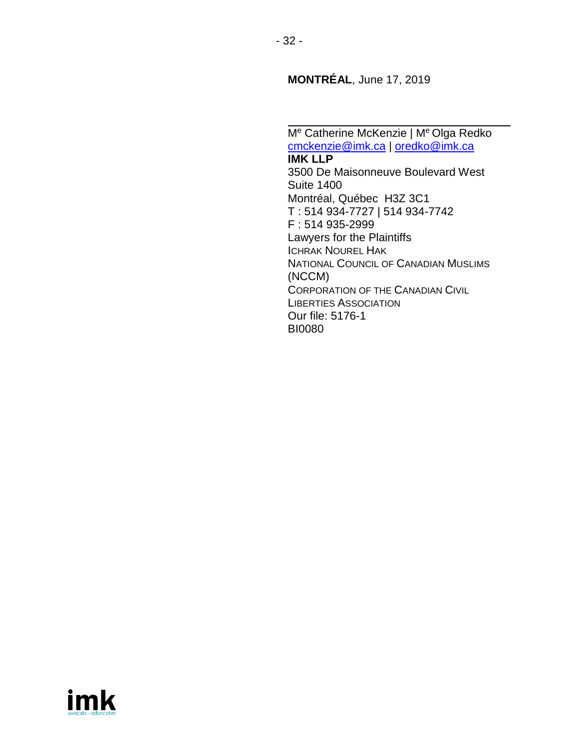**MONTRÉAL**, June 17, 2019

---

M[e] Catherine McKenzie | M[e] Olga Redko
cmckenzie@imk.ca | oredko@imk.ca
**IMK LLP**
3500 De Maisonneuve Boulevard West
Suite 1400
Montréal, Québec  H3Z 3C1
T : 514 934-7727 | 514 934-7742
F : 514 935-2999
Lawyers for the Plaintiffs
ICHRAK NOUREL HAK
NATIONAL COUNCIL OF CANADIAN MUSLIMS (NCCM)
CORPORATION OF THE CANADIAN CIVIL LIBERTIES ASSOCIATION
Our file: 5176-1
BI0080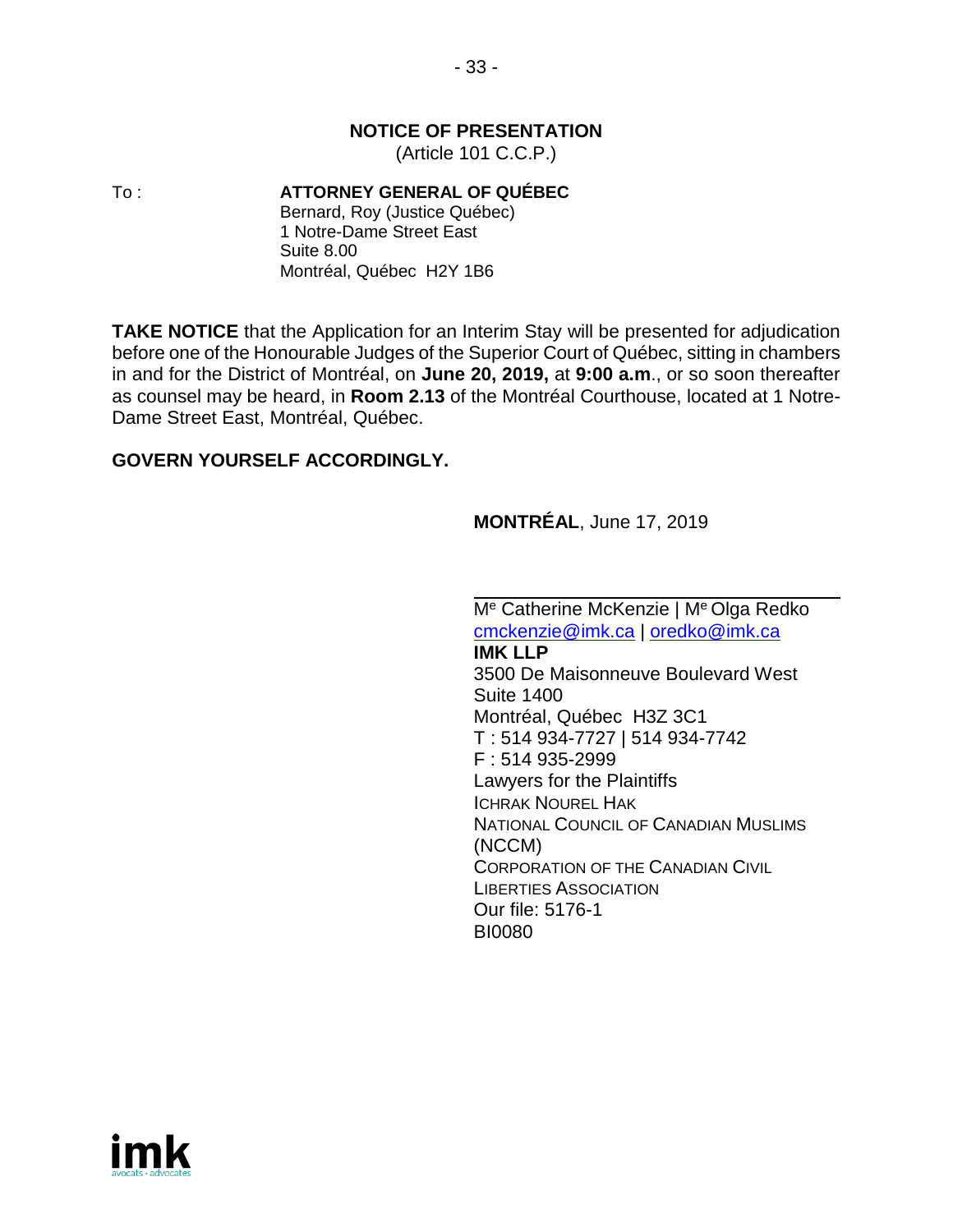## NOTICE OF PRESENTATION

(Article 101 C.C.P.)

To : **ATTORNEY GENERAL OF QUÉBEC**
Bernard, Roy (Justice Québec)
1 Notre-Dame Street East
Suite 8.00
Montréal, Québec H2Y 1B6

**TAKE NOTICE** that the Application for an Interim Stay will be presented for adjudication before one of the Honourable Judges of the Superior Court of Québec, sitting in chambers in and for the District of Montréal, on **June 20, 2019,** at **9:00 a.m**., or so soon thereafter as counsel may be heard, in **Room 2.13** of the Montréal Courthouse, located at 1 Notre-Dame Street East, Montréal, Québec.

**GOVERN YOURSELF ACCORDINGLY.**

**MONTRÉAL**, June 17, 2019

M^e Catherine McKenzie | M^e Olga Redko
cmckenzie@imk.ca | oredko@imk.ca
**IMK LLP**
3500 De Maisonneuve Boulevard West
Suite 1400
Montréal, Québec H3Z 3C1
T : 514 934-7727 | 514 934-7742
F : 514 935-2999
Lawyers for the Plaintiffs
ICHRAK NOUREL HAK
NATIONAL COUNCIL OF CANADIAN MUSLIMS (NCCM)
CORPORATION OF THE CANADIAN CIVIL LIBERTIES ASSOCIATION
Our file: 5176-1
BI0080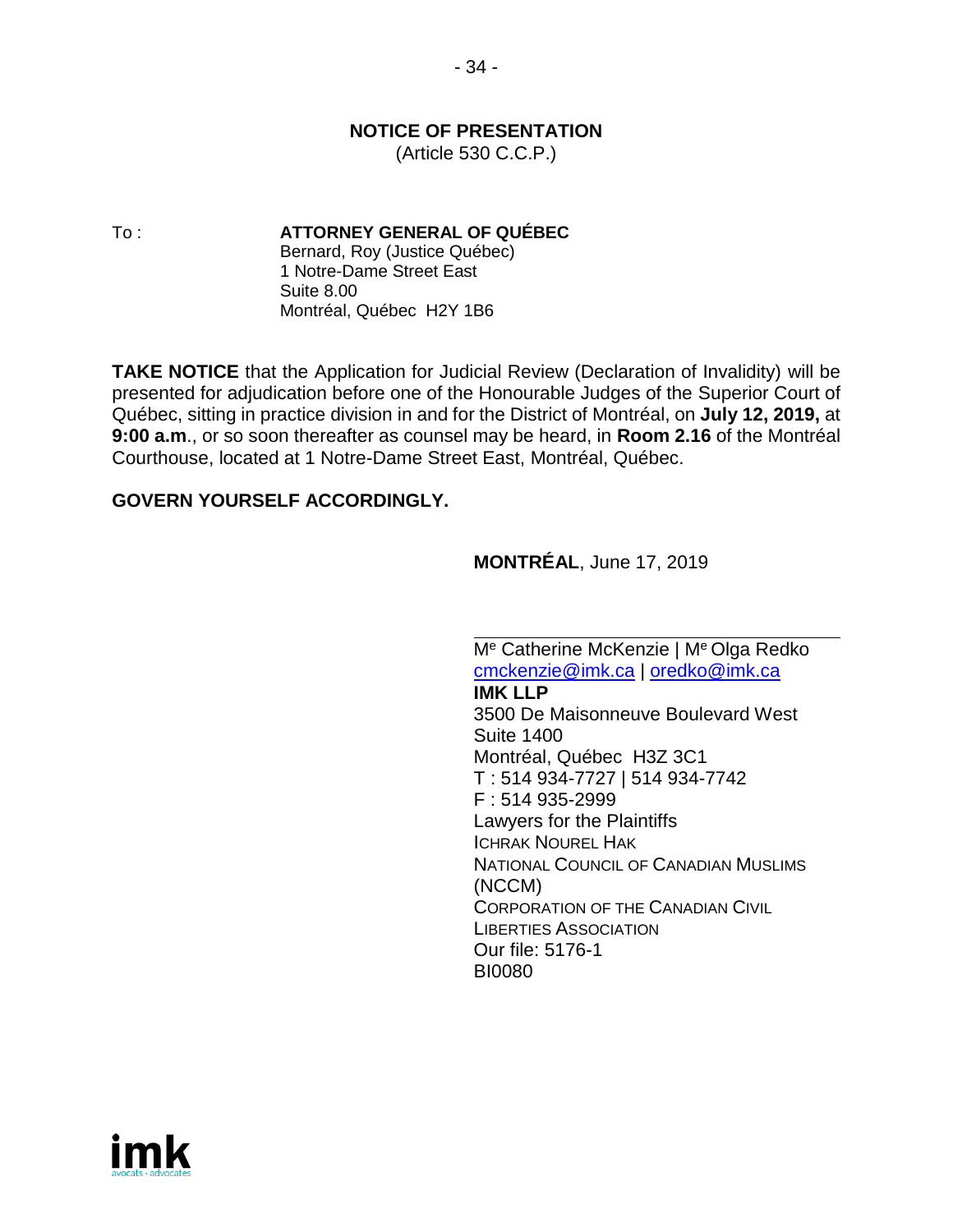**NOTICE OF PRESENTATION**
(Article 530 C.C.P.)

To : **ATTORNEY GENERAL OF QUÉBEC**
Bernard, Roy (Justice Québec)
1 Notre-Dame Street East
Suite 8.00
Montréal, Québec H2Y 1B6

**TAKE NOTICE** that the Application for Judicial Review (Declaration of Invalidity) will be presented for adjudication before one of the Honourable Judges of the Superior Court of Québec, sitting in practice division in and for the District of Montréal, on **July 12, 2019,** at **9:00 a.m**., or so soon thereafter as counsel may be heard, in **Room 2.16** of the Montréal Courthouse, located at 1 Notre-Dame Street East, Montréal, Québec.

**GOVERN YOURSELF ACCORDINGLY.**

**MONTRÉAL**, June 17, 2019

M^e Catherine McKenzie | M^e Olga Redko
cmckenzie@imk.ca | oredko@imk.ca
**IMK LLP**
3500 De Maisonneuve Boulevard West
Suite 1400
Montréal, Québec H3Z 3C1
T : 514 934-7727 | 514 934-7742
F : 514 935-2999
Lawyers for the Plaintiffs
ICHRAK NOUREL HAK
NATIONAL COUNCIL OF CANADIAN MUSLIMS (NCCM)
CORPORATION OF THE CANADIAN CIVIL LIBERTIES ASSOCIATION
Our file: 5176-1
BI0080